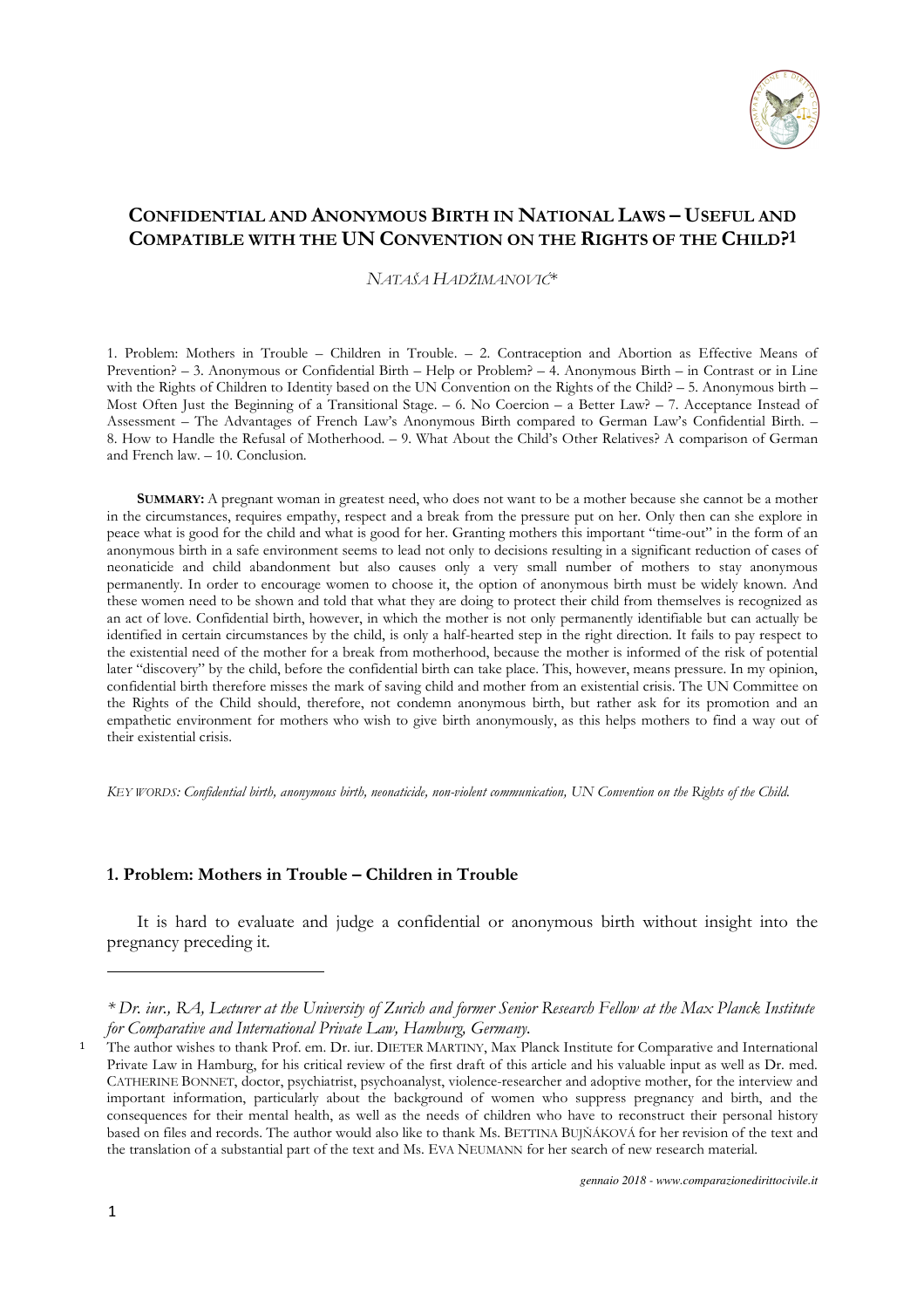# CONFIDENTIAL AND ANONYMOUS BIRTH IN NATIONAL LAWS – USEFUL AND COMPATIBLE WITH THE UN CONVENTION ON THE RIGHTS OF THE CHILD?[1]

*NATAŠA HADŽIMANOVIĆ\**

1. Problem: Mothers in Trouble – Children in Trouble. – 2. Contraception and Abortion as Effective Means of Prevention? – 3. Anonymous or Confidential Birth – Help or Problem? – 4. Anonymous Birth – in Contrast or in Line with the Rights of Children to Identity based on the UN Convention on the Rights of the Child? – 5. Anonymous birth – Most Often Just the Beginning of a Transitional Stage. – 6. No Coercion – a Better Law? – 7. Acceptance Instead of Assessment – The Advantages of French Law's Anonymous Birth compared to German Law's Confidential Birth. – 8. How to Handle the Refusal of Motherhood. – 9. What About the Child's Other Relatives? A comparison of German and French law. – 10. Conclusion.

**SUMMARY:** A pregnant woman in greatest need, who does not want to be a mother because she cannot be a mother in the circumstances, requires empathy, respect and a break from the pressure put on her. Only then can she explore in peace what is good for the child and what is good for her. Granting mothers this important "time-out" in the form of an anonymous birth in a safe environment seems to lead not only to decisions resulting in a significant reduction of cases of neonaticide and child abandonment but also causes only a very small number of mothers to stay anonymous permanently. In order to encourage women to choose it, the option of anonymous birth must be widely known. And these women need to be shown and told that what they are doing to protect their child from themselves is recognized as an act of love. Confidential birth, however, in which the mother is not only permanently identifiable but can actually be identified in certain circumstances by the child, is only a half-hearted step in the right direction. It fails to pay respect to the existential need of the mother for a break from motherhood, because the mother is informed of the risk of potential later "discovery" by the child, before the confidential birth can take place. This, however, means pressure. In my opinion, confidential birth therefore misses the mark of saving child and mother from an existential crisis. The UN Committee on the Rights of the Child should, therefore, not condemn anonymous birth, but rather ask for its promotion and an empathetic environment for mothers who wish to give birth anonymously, as this helps mothers to find a way out of their existential crisis.

*KEY WORDS: Confidential birth, anonymous birth, neonaticide, non-violent communication, UN Convention on the Rights of the Child.*

## 1. Problem: Mothers in Trouble – Children in Trouble

It is hard to evaluate and judge a confidential or anonymous birth without insight into the pregnancy preceding it.

---

*\* Dr. iur., RA, Lecturer at the University of Zurich and former Senior Research Fellow at the Max Planck Institute for Comparative and International Private Law, Hamburg, Germany.*

[1] The author wishes to thank Prof. em. Dr. iur. DIETER MARTINY, Max Planck Institute for Comparative and International Private Law in Hamburg, for his critical review of the first draft of this article and his valuable input as well as Dr. med. CATHERINE BONNET, doctor, psychiatrist, psychoanalyst, violence-researcher and adoptive mother, for the interview and important information, particularly about the background of women who suppress pregnancy and birth, and the consequences for their mental health, as well as the needs of children who have to reconstruct their personal history based on files and records. The author would also like to thank Ms. BETTINA BUJŇÁKOVÁ for her revision of the text and the translation of a substantial part of the text and Ms. EVA NEUMANN for her search of new research material.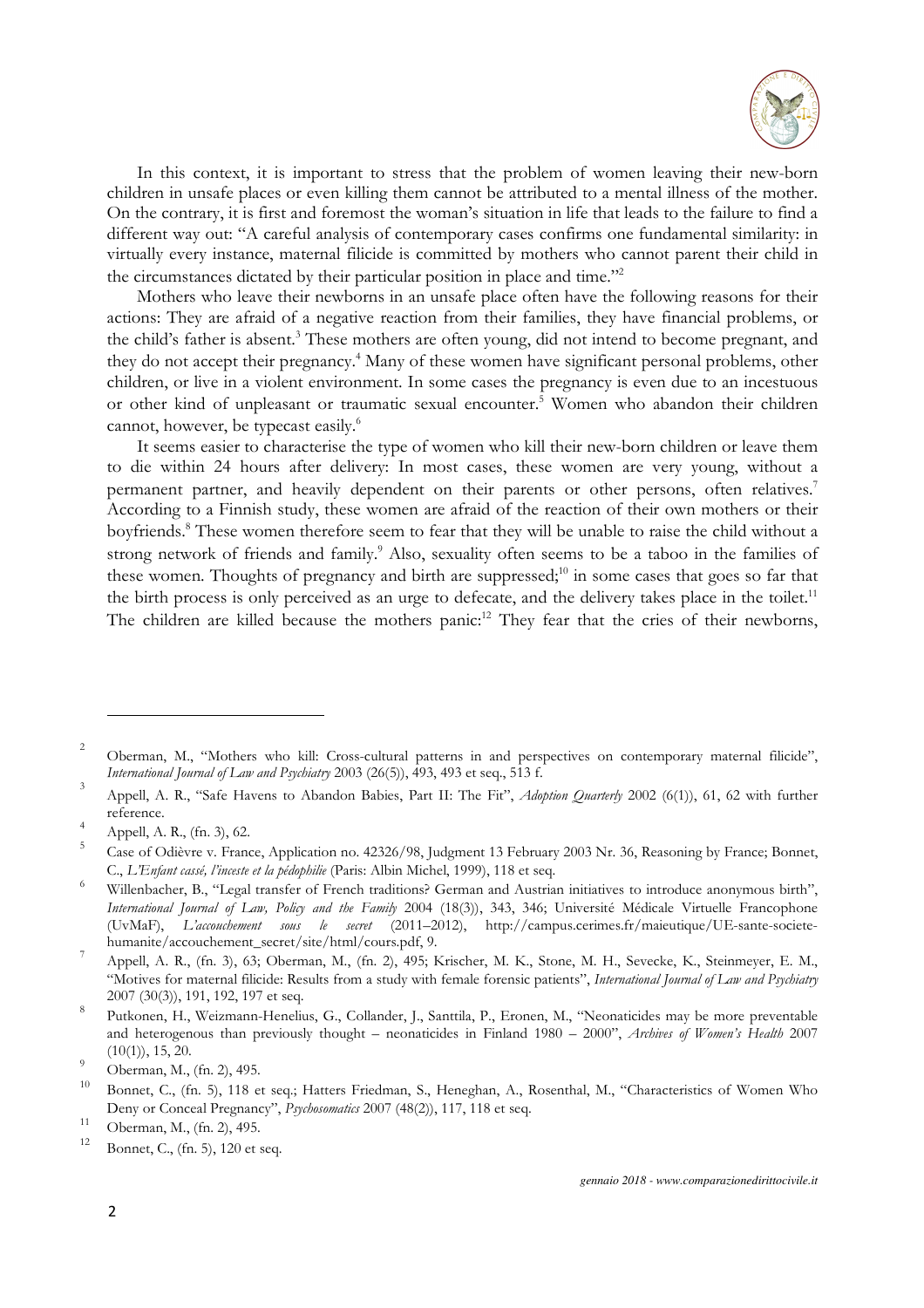In this context, it is important to stress that the problem of women leaving their new-born children in unsafe places or even killing them cannot be attributed to a mental illness of the mother. On the contrary, it is first and foremost the woman's situation in life that leads to the failure to find a different way out: "A careful analysis of contemporary cases confirms one fundamental similarity: in virtually every instance, maternal filicide is committed by mothers who cannot parent their child in the circumstances dictated by their particular position in place and time."[2]

Mothers who leave their newborns in an unsafe place often have the following reasons for their actions: They are afraid of a negative reaction from their families, they have financial problems, or the child's father is absent.[3] These mothers are often young, did not intend to become pregnant, and they do not accept their pregnancy.[4] Many of these women have significant personal problems, other children, or live in a violent environment. In some cases the pregnancy is even due to an incestuous or other kind of unpleasant or traumatic sexual encounter.[5] Women who abandon their children cannot, however, be typecast easily.[6]

It seems easier to characterise the type of women who kill their new-born children or leave them to die within 24 hours after delivery: In most cases, these women are very young, without a permanent partner, and heavily dependent on their parents or other persons, often relatives.[7] According to a Finnish study, these women are afraid of the reaction of their own mothers or their boyfriends.[8] These women therefore seem to fear that they will be unable to raise the child without a strong network of friends and family.[9] Also, sexuality often seems to be a taboo in the families of these women. Thoughts of pregnancy and birth are suppressed;[10] in some cases that goes so far that the birth process is only perceived as an urge to defecate, and the delivery takes place in the toilet.[11] The children are killed because the mothers panic:[12] They fear that the cries of their newborns,

---

[2] Oberman, M., "Mothers who kill: Cross-cultural patterns in and perspectives on contemporary maternal filicide", *International Journal of Law and Psychiatry* 2003 (26(5)), 493, 493 et seq., 513 f.

[3] Appell, A. R., "Safe Havens to Abandon Babies, Part II: The Fit", *Adoption Quarterly* 2002 (6(1)), 61, 62 with further reference.

[4] Appell, A. R., (fn. 3), 62.

[5] Case of Odièvre v. France, Application no. 42326/98, Judgment 13 February 2003 Nr. 36, Reasoning by France; Bonnet, C., *L'Enfant cassé, l'inceste et la pédophilie* (Paris: Albin Michel, 1999), 118 et seq.

[6] Willenbacher, B., "Legal transfer of French traditions? German and Austrian initiatives to introduce anonymous birth", *International Journal of Law, Policy and the Family* 2004 (18(3)), 343, 346; Université Médicale Virtuelle Francophone (UvMaF), *L'accouchement sous le secret* (2011–2012), http://campus.cerimes.fr/maieutique/UE-sante-societe-humanite/accouchement_secret/site/html/cours.pdf, 9.

[7] Appell, A. R., (fn. 3), 63; Oberman, M., (fn. 2), 495; Krischer, M. K., Stone, M. H., Sevecke, K., Steinmeyer, E. M., "Motives for maternal filicide: Results from a study with female forensic patients", *International Journal of Law and Psychiatry* 2007 (30(3)), 191, 192, 197 et seq.

[8] Putkonen, H., Weizmann-Henelius, G., Collander, J., Santtila, P., Eronen, M., "Neonaticides may be more preventable and heterogenous than previously thought – neonaticides in Finland 1980 – 2000", *Archives of Women's Health* 2007 (10(1)), 15, 20.

[9] Oberman, M., (fn. 2), 495.

[10] Bonnet, C., (fn. 5), 118 et seq.; Hatters Friedman, S., Heneghan, A., Rosenthal, M., "Characteristics of Women Who Deny or Conceal Pregnancy", *Psychosomatics* 2007 (48(2)), 117, 118 et seq.

[11] Oberman, M., (fn. 2), 495.

[12] Bonnet, C., (fn. 5), 120 et seq.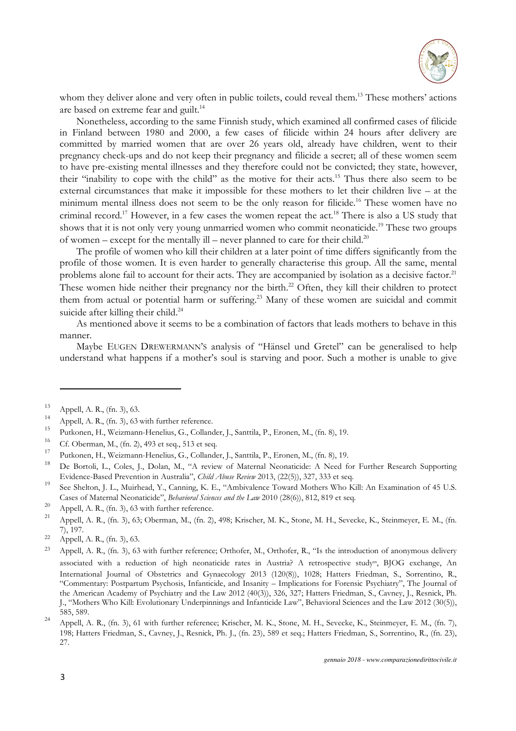whom they deliver alone and very often in public toilets, could reveal them.[13] These mothers' actions are based on extreme fear and guilt.[14]

Nonetheless, according to the same Finnish study, which examined all confirmed cases of filicide in Finland between 1980 and 2000, a few cases of filicide within 24 hours after delivery are committed by married women that are over 26 years old, already have children, went to their pregnancy check-ups and do not keep their pregnancy and filicide a secret; all of these women seem to have pre-existing mental illnesses and they therefore could not be convicted; they state, however, their "inability to cope with the child" as the motive for their acts.[15] Thus there also seem to be external circumstances that make it impossible for these mothers to let their children live – at the minimum mental illness does not seem to be the only reason for filicide.[16] These women have no criminal record.[17] However, in a few cases the women repeat the act.[18] There is also a US study that shows that it is not only very young unmarried women who commit neonaticide.[19] These two groups of women – except for the mentally ill – never planned to care for their child.[20]

The profile of women who kill their children at a later point of time differs significantly from the profile of those women. It is even harder to generally characterise this group. All the same, mental problems alone fail to account for their acts. They are accompanied by isolation as a decisive factor.[21] These women hide neither their pregnancy nor the birth.[22] Often, they kill their children to protect them from actual or potential harm or suffering.[23] Many of these women are suicidal and commit suicide after killing their child.[24]

As mentioned above it seems to be a combination of factors that leads mothers to behave in this manner.

Maybe EUGEN DREWERMANN'S analysis of "Hänsel und Gretel" can be generalised to help understand what happens if a mother's soul is starving and poor. Such a mother is unable to give

---

[13] Appell, A. R., (fn. 3), 63.

[14] Appell, A. R., (fn. 3), 63 with further reference.

[15] Putkonen, H., Weizmann-Henelius, G., Collander, J., Santtila, P., Eronen, M., (fn. 8), 19.

[16] Cf. Oberman, M., (fn. 2), 493 et seq., 513 et seq.

[17] Putkonen, H., Weizmann-Henelius, G., Collander, J., Santtila, P., Eronen, M., (fn. 8), 19.

[18] De Bortoli, L., Coles, J., Dolan, M., "A review of Maternal Neonaticide: A Need for Further Research Supporting Evidence-Based Prevention in Australia", *Child Abuse Review* 2013, (22(5)), 327, 333 et seq.

[19] See Shelton, J. L., Muirhead, Y., Canning, K. E., "Ambivalence Toward Mothers Who Kill: An Examination of 45 U.S. Cases of Maternal Neonaticide", *Behavioral Sciences and the Law* 2010 (28(6)), 812, 819 et seq.

[20] Appell, A. R., (fn. 3), 63 with further reference.

[21] Appell, A. R., (fn. 3), 63; Oberman, M., (fn. 2), 498; Krischer, M. K., Stone, M. H., Sevecke, K., Steinmeyer, E. M., (fn. 7), 197.

[22] Appell, A. R., (fn. 3), 63.

[23] Appell, A. R., (fn. 3), 63 with further reference; Orthofer, M., Orthofer, R., "Is the introduction of anonymous delivery associated with a reduction of high neonaticide rates in Austria? A retrospective study", BJOG exchange, An International Journal of Obstetrics and Gynaecology 2013 (120(8)), 1028; Hatters Friedman, S., Sorrentino, R., "Commentary: Postpartum Psychosis, Infanticide, and Insanity – Implications for Forensic Psychiatry", The Journal of the American Academy of Psychiatry and the Law 2012 (40(3)), 326, 327; Hatters Friedman, S., Cavney, J., Resnick, Ph. J., "Mothers Who Kill: Evolutionary Underpinnings and Infanticide Law", Behavioral Sciences and the Law 2012 (30(5)), 585, 589.

[24] Appell, A. R., (fn. 3), 61 with further reference; Krischer, M. K., Stone, M. H., Sevecke, K., Steinmeyer, E. M., (fn. 7), 198; Hatters Friedman, S., Cavney, J., Resnick, Ph. J., (fn. 23), 589 et seq.; Hatters Friedman, S., Sorrentino, R., (fn. 23), 27.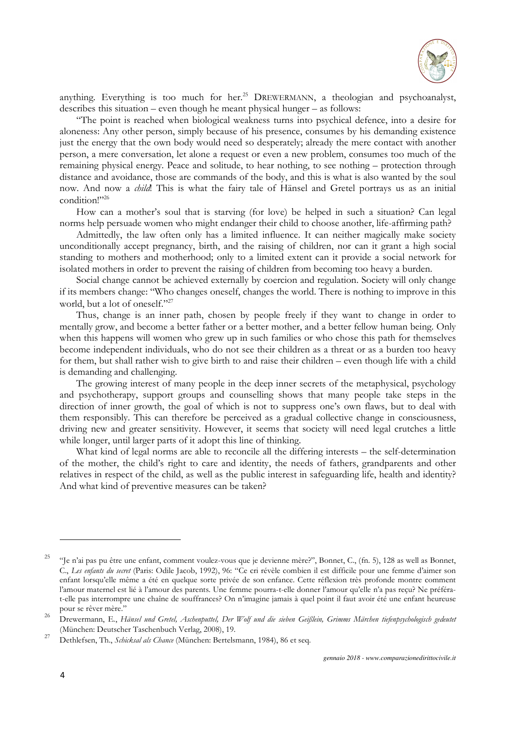anything. Everything is too much for her.[25] DREWERMANN, a theologian and psychoanalyst, describes this situation – even though he meant physical hunger – as follows:

"The point is reached when biological weakness turns into psychical defence, into a desire for aloneness: Any other person, simply because of his presence, consumes by his demanding existence just the energy that the own body would need so desperately; already the mere contact with another person, a mere conversation, let alone a request or even a new problem, consumes too much of the remaining physical energy. Peace and solitude, to hear nothing, to see nothing – protection through distance and avoidance, those are commands of the body, and this is what is also wanted by the soul now. And now a *child*! This is what the fairy tale of Hänsel and Gretel portrays us as an initial condition!"[26]

How can a mother's soul that is starving (for love) be helped in such a situation? Can legal norms help persuade women who might endanger their child to choose another, life-affirming path?

Admittedly, the law often only has a limited influence. It can neither magically make society unconditionally accept pregnancy, birth, and the raising of children, nor can it grant a high social standing to mothers and motherhood; only to a limited extent can it provide a social network for isolated mothers in order to prevent the raising of children from becoming too heavy a burden.

Social change cannot be achieved externally by coercion and regulation. Society will only change if its members change: "Who changes oneself, changes the world. There is nothing to improve in this world, but a lot of oneself."[27]

Thus, change is an inner path, chosen by people freely if they want to change in order to mentally grow, and become a better father or a better mother, and a better fellow human being. Only when this happens will women who grew up in such families or who chose this path for themselves become independent individuals, who do not see their children as a threat or as a burden too heavy for them, but shall rather wish to give birth to and raise their children – even though life with a child is demanding and challenging.

The growing interest of many people in the deep inner secrets of the metaphysical, psychology and psychotherapy, support groups and counselling shows that many people take steps in the direction of inner growth, the goal of which is not to suppress one's own flaws, but to deal with them responsibly. This can therefore be perceived as a gradual collective change in consciousness, driving new and greater sensitivity. However, it seems that society will need legal crutches a little while longer, until larger parts of it adopt this line of thinking.

What kind of legal norms are able to reconcile all the differing interests – the self-determination of the mother, the child's right to care and identity, the needs of fathers, grandparents and other relatives in respect of the child, as well as the public interest in safeguarding life, health and identity? And what kind of preventive measures can be taken?

---

[25] "Je n'ai pas pu être une enfant, comment voulez-vous que je devienne mère?", Bonnet, C., (fn. 5), 128 as well as Bonnet, C., *Les enfants du secret* (Paris: Odile Jacob, 1992), 96: "Ce cri révèle combien il est difficile pour une femme d'aimer son enfant lorsqu'elle même a été en quelque sorte privée de son enfance. Cette réflexion très profonde montre comment l'amour maternel est lié à l'amour des parents. Une femme pourra-t-elle donner l'amour qu'elle n'a pas reçu? Ne préférat-elle pas interrompre une chaîne de souffrances? On n'imagine jamais à quel point il faut avoir été une enfant heureuse pour se rêver mère."

[26] Drewermann, E., *Hänsel und Gretel, Aschenputtel, Der Wolf und die sieben Geißlein, Grimms Märchen tiefenpsychologisch gedeutet* (München: Deutscher Taschenbuch Verlag, 2008), 19.

[27] Dethlefsen, Th., *Schicksal als Chance* (München: Bertelsmann, 1984), 86 et seq.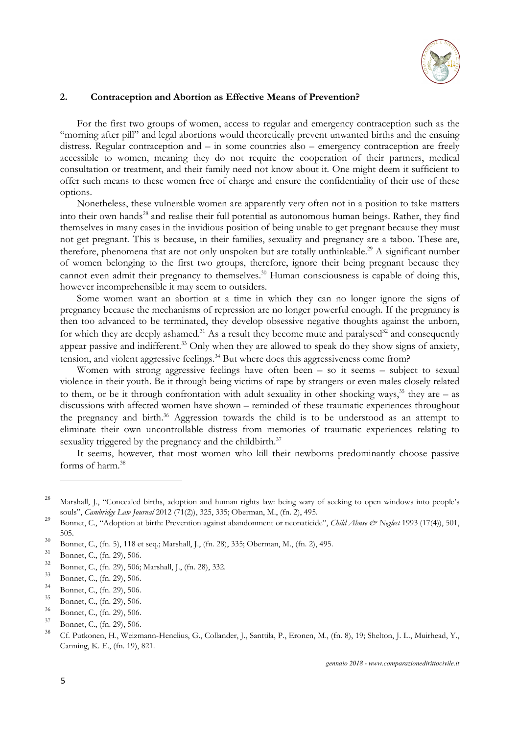## 2. Contraception and Abortion as Effective Means of Prevention?

For the first two groups of women, access to regular and emergency contraception such as the "morning after pill" and legal abortions would theoretically prevent unwanted births and the ensuing distress. Regular contraception and – in some countries also – emergency contraception are freely accessible to women, meaning they do not require the cooperation of their partners, medical consultation or treatment, and their family need not know about it. One might deem it sufficient to offer such means to these women free of charge and ensure the confidentiality of their use of these options.

Nonetheless, these vulnerable women are apparently very often not in a position to take matters into their own hands[28] and realise their full potential as autonomous human beings. Rather, they find themselves in many cases in the invidious position of being unable to get pregnant because they must not get pregnant. This is because, in their families, sexuality and pregnancy are a taboo. These are, therefore, phenomena that are not only unspoken but are totally unthinkable.[29] A significant number of women belonging to the first two groups, therefore, ignore their being pregnant because they cannot even admit their pregnancy to themselves.[30] Human consciousness is capable of doing this, however incomprehensible it may seem to outsiders.

Some women want an abortion at a time in which they can no longer ignore the signs of pregnancy because the mechanisms of repression are no longer powerful enough. If the pregnancy is then too advanced to be terminated, they develop obsessive negative thoughts against the unborn, for which they are deeply ashamed.[31] As a result they become mute and paralysed[32] and consequently appear passive and indifferent.[33] Only when they are allowed to speak do they show signs of anxiety, tension, and violent aggressive feelings.[34] But where does this aggressiveness come from?

Women with strong aggressive feelings have often been – so it seems – subject to sexual violence in their youth. Be it through being victims of rape by strangers or even males closely related to them, or be it through confrontation with adult sexuality in other shocking ways,[35] they are – as discussions with affected women have shown – reminded of these traumatic experiences throughout the pregnancy and birth.[36] Aggression towards the child is to be understood as an attempt to eliminate their own uncontrollable distress from memories of traumatic experiences relating to sexuality triggered by the pregnancy and the childbirth.[37]

It seems, however, that most women who kill their newborns predominantly choose passive forms of harm.[38]

---

[28] Marshall, J., "Concealed births, adoption and human rights law: being wary of seeking to open windows into people's souls", *Cambridge Law Journal* 2012 (71(2)), 325, 335; Oberman, M., (fn. 2), 495.

[29] Bonnet, C., "Adoption at birth: Prevention against abandonment or neonaticide", *Child Abuse & Neglect* 1993 (17(4)), 501, 505.

[30] Bonnet, C., (fn. 5), 118 et seq.; Marshall, J., (fn. 28), 335; Oberman, M., (fn. 2), 495.

[31] Bonnet, C., (fn. 29), 506.

[32] Bonnet, C., (fn. 29), 506; Marshall, J., (fn. 28), 332.

[33] Bonnet, C., (fn. 29), 506.

[34] Bonnet, C., (fn. 29), 506.

[35] Bonnet, C., (fn. 29), 506.

[36] Bonnet, C., (fn. 29), 506.

[37] Bonnet, C., (fn. 29), 506.

[38] Cf. Putkonen, H., Weizmann-Henelius, G., Collander, J., Santtila, P., Eronen, M., (fn. 8), 19; Shelton, J. L., Muirhead, Y., Canning, K. E., (fn. 19), 821.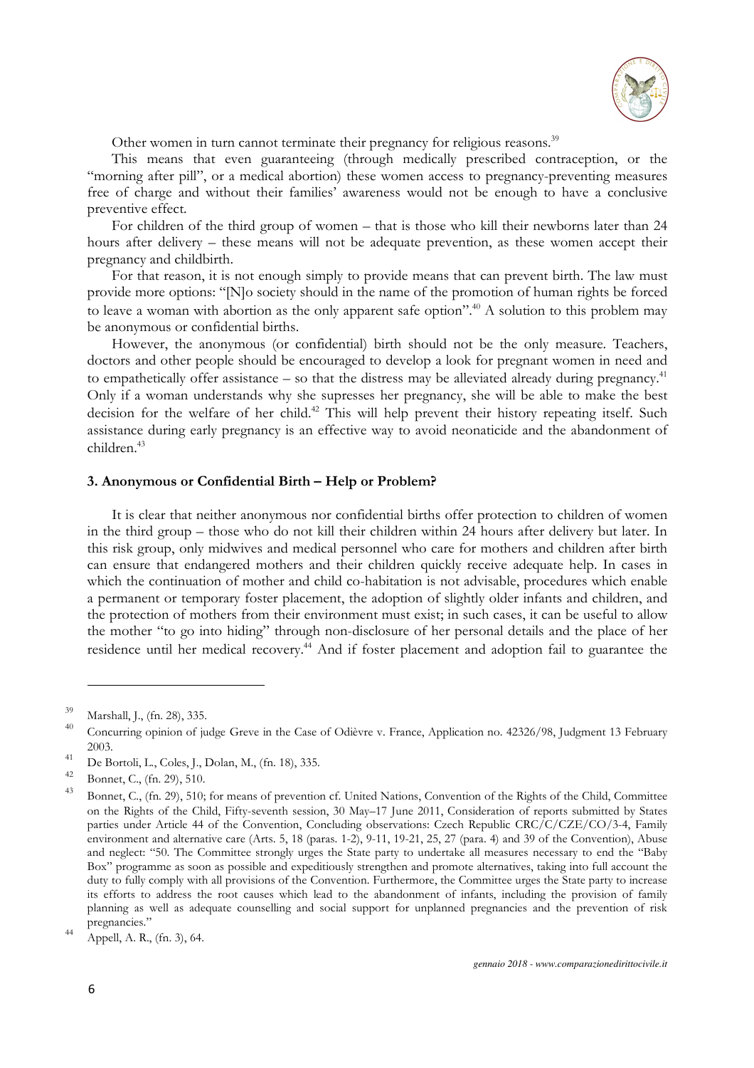Other women in turn cannot terminate their pregnancy for religious reasons.[39]

This means that even guaranteeing (through medically prescribed contraception, or the "morning after pill", or a medical abortion) these women access to pregnancy-preventing measures free of charge and without their families' awareness would not be enough to have a conclusive preventive effect.

For children of the third group of women – that is those who kill their newborns later than 24 hours after delivery – these means will not be adequate prevention, as these women accept their pregnancy and childbirth.

For that reason, it is not enough simply to provide means that can prevent birth. The law must provide more options: "[N]o society should in the name of the promotion of human rights be forced to leave a woman with abortion as the only apparent safe option".[40] A solution to this problem may be anonymous or confidential births.

However, the anonymous (or confidential) birth should not be the only measure. Teachers, doctors and other people should be encouraged to develop a look for pregnant women in need and to empathetically offer assistance – so that the distress may be alleviated already during pregnancy.[41] Only if a woman understands why she supresses her pregnancy, she will be able to make the best decision for the welfare of her child.[42] This will help prevent their history repeating itself. Such assistance during early pregnancy is an effective way to avoid neonaticide and the abandonment of children.[43]

### 3. Anonymous or Confidential Birth – Help or Problem?

It is clear that neither anonymous nor confidential births offer protection to children of women in the third group – those who do not kill their children within 24 hours after delivery but later. In this risk group, only midwives and medical personnel who care for mothers and children after birth can ensure that endangered mothers and their children quickly receive adequate help. In cases in which the continuation of mother and child co-habitation is not advisable, procedures which enable a permanent or temporary foster placement, the adoption of slightly older infants and children, and the protection of mothers from their environment must exist; in such cases, it can be useful to allow the mother "to go into hiding" through non-disclosure of her personal details and the place of her residence until her medical recovery.[44] And if foster placement and adoption fail to guarantee the

---

[39] Marshall, J., (fn. 28), 335.

[40] Concurring opinion of judge Greve in the Case of Odièvre v. France, Application no. 42326/98, Judgment 13 February 2003.

[41] De Bortoli, L., Coles, J., Dolan, M., (fn. 18), 335.

[42] Bonnet, C., (fn. 29), 510.

[43] Bonnet, C., (fn. 29), 510; for means of prevention cf. United Nations, Convention of the Rights of the Child, Committee on the Rights of the Child, Fifty-seventh session, 30 May–17 June 2011, Consideration of reports submitted by States parties under Article 44 of the Convention, Concluding observations: Czech Republic CRC/C/CZE/CO/3-4, Family environment and alternative care (Arts. 5, 18 (paras. 1-2), 9-11, 19-21, 25, 27 (para. 4) and 39 of the Convention), Abuse and neglect: "50. The Committee strongly urges the State party to undertake all measures necessary to end the "Baby Box" programme as soon as possible and expeditiously strengthen and promote alternatives, taking into full account the duty to fully comply with all provisions of the Convention. Furthermore, the Committee urges the State party to increase its efforts to address the root causes which lead to the abandonment of infants, including the provision of family planning as well as adequate counselling and social support for unplanned pregnancies and the prevention of risk pregnancies."

[44] Appell, A. R., (fn. 3), 64.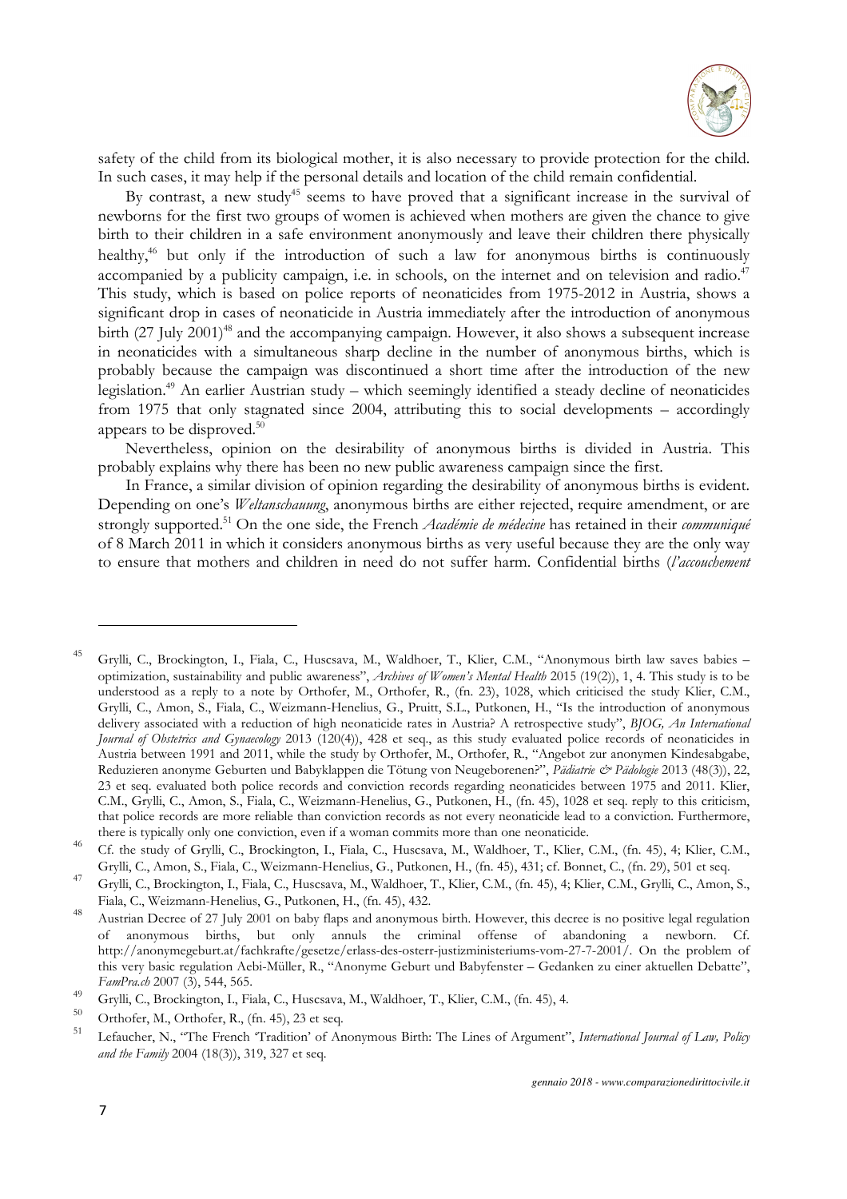safety of the child from its biological mother, it is also necessary to provide protection for the child. In such cases, it may help if the personal details and location of the child remain confidential.

By contrast, a new study[45] seems to have proved that a significant increase in the survival of newborns for the first two groups of women is achieved when mothers are given the chance to give birth to their children in a safe environment anonymously and leave their children there physically healthy,[46] but only if the introduction of such a law for anonymous births is continuously accompanied by a publicity campaign, i.e. in schools, on the internet and on television and radio.[47] This study, which is based on police reports of neonaticides from 1975-2012 in Austria, shows a significant drop in cases of neonaticide in Austria immediately after the introduction of anonymous birth (27 July 2001)[48] and the accompanying campaign. However, it also shows a subsequent increase in neonaticides with a simultaneous sharp decline in the number of anonymous births, which is probably because the campaign was discontinued a short time after the introduction of the new legislation.[49] An earlier Austrian study – which seemingly identified a steady decline of neonaticides from 1975 that only stagnated since 2004, attributing this to social developments – accordingly appears to be disproved.[50]

Nevertheless, opinion on the desirability of anonymous births is divided in Austria. This probably explains why there has been no new public awareness campaign since the first.

In France, a similar division of opinion regarding the desirability of anonymous births is evident. Depending on one's *Weltanschauung*, anonymous births are either rejected, require amendment, or are strongly supported.[51] On the one side, the French *Académie de médecine* has retained in their *communiqué* of 8 March 2011 in which it considers anonymous births as very useful because they are the only way to ensure that mothers and children in need do not suffer harm. Confidential births (*l'accouchement*

---

[45] Grylli, C., Brockington, I., Fiala, C., Huscsava, M., Waldhoer, T., Klier, C.M., "Anonymous birth law saves babies – optimization, sustainability and public awareness", *Archives of Women's Mental Health* 2015 (19(2)), 1, 4. This study is to be understood as a reply to a note by Orthofer, M., Orthofer, R., (fn. 23), 1028, which criticised the study Klier, C.M., Grylli, C., Amon, S., Fiala, C., Weizmann-Henelius, G., Pruitt, S.L., Putkonen, H., "Is the introduction of anonymous delivery associated with a reduction of high neonaticide rates in Austria? A retrospective study", *BJOG, An International Journal of Obstetrics and Gynaecology* 2013 (120(4)), 428 et seq., as this study evaluated police records of neonaticides in Austria between 1991 and 2011, while the study by Orthofer, M., Orthofer, R., "Angebot zur anonymen Kindesabgabe, Reduzieren anonyme Geburten und Babyklappen die Tötung von Neugeborenen?", *Pädiatrie & Pädologie* 2013 (48(3)), 22, 23 et seq. evaluated both police records and conviction records regarding neonaticides between 1975 and 2011. Klier, C.M., Grylli, C., Amon, S., Fiala, C., Weizmann-Henelius, G., Putkonen, H., (fn. 45), 1028 et seq. reply to this criticism, that police records are more reliable than conviction records as not every neonaticide lead to a conviction. Furthermore, there is typically only one conviction, even if a woman commits more than one neonaticide.

[46] Cf. the study of Grylli, C., Brockington, I., Fiala, C., Huscsava, M., Waldhoer, T., Klier, C.M., (fn. 45), 4; Klier, C.M., Grylli, C., Amon, S., Fiala, C., Weizmann-Henelius, G., Putkonen, H., (fn. 45), 431; cf. Bonnet, C., (fn. 29), 501 et seq.

[47] Grylli, C., Brockington, I., Fiala, C., Huscsava, M., Waldhoer, T., Klier, C.M., (fn. 45), 4; Klier, C.M., Grylli, C., Amon, S., Fiala, C., Weizmann-Henelius, G., Putkonen, H., (fn. 45), 432.

[48] Austrian Decree of 27 July 2001 on baby flaps and anonymous birth. However, this decree is no positive legal regulation of anonymous births, but only annuls the criminal offense of abandoning a newborn. Cf. http://anonymegeburt.at/fachkrafte/gesetze/erlass-des-osterr-justizministeriums-vom-27-7-2001/. On the problem of this very basic regulation Aebi-Müller, R., "Anonyme Geburt und Babyfenster – Gedanken zu einer aktuellen Debatte", *FamPra.ch* 2007 (3), 544, 565.

[49] Grylli, C., Brockington, I., Fiala, C., Huscsava, M., Waldhoer, T., Klier, C.M., (fn. 45), 4.

[50] Orthofer, M., Orthofer, R., (fn. 45), 23 et seq.

[51] Lefaucher, N., "The French 'Tradition' of Anonymous Birth: The Lines of Argument", *International Journal of Law, Policy and the Family* 2004 (18(3)), 319, 327 et seq.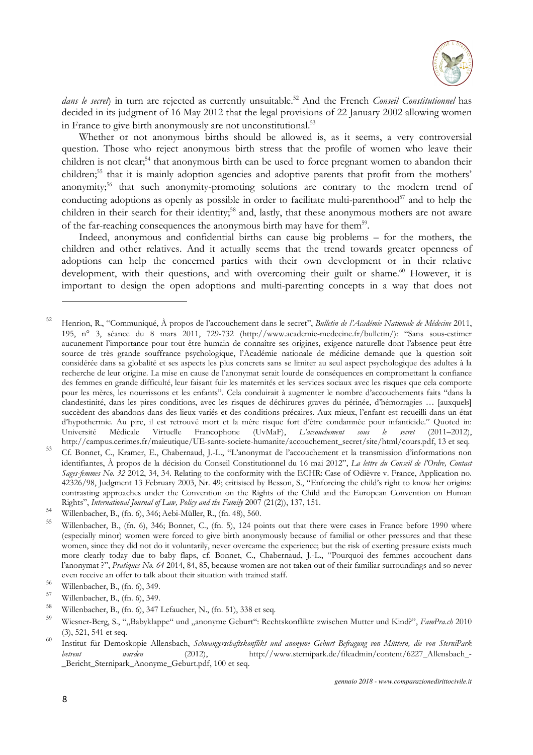*dans le secret*) in turn are rejected as currently unsuitable.[52] And the French *Conseil Constitutionnel* has decided in its judgment of 16 May 2012 that the legal provisions of 22 January 2002 allowing women in France to give birth anonymously are not unconstitutional.[53]

Whether or not anonymous births should be allowed is, as it seems, a very controversial question. Those who reject anonymous birth stress that the profile of women who leave their children is not clear;[54] that anonymous birth can be used to force pregnant women to abandon their children;[55] that it is mainly adoption agencies and adoptive parents that profit from the mothers' anonymity;[56] that such anonymity-promoting solutions are contrary to the modern trend of conducting adoptions as openly as possible in order to facilitate multi-parenthood[57] and to help the children in their search for their identity;[58] and, lastly, that these anonymous mothers are not aware of the far-reaching consequences the anonymous birth may have for them[59].

Indeed, anonymous and confidential births can cause big problems – for the mothers, the children and other relatives. And it actually seems that the trend towards greater openness of adoptions can help the concerned parties with their own development or in their relative development, with their questions, and with overcoming their guilt or shame.[60] However, it is important to design the open adoptions and multi-parenting concepts in a way that does not

---

[52] Henrion, R., "Communiqué, À propos de l'accouchement dans le secret", *Bulletin de l'Académie Nationale de Médecine* 2011, 195, n° 3, séance du 8 mars 2011, 729-732 (http://www.academie-medecine.fr/bulletin/): "Sans sous-estimer aucunement l'importance pour tout être humain de connaître ses origines, exigence naturelle dont l'absence peut être source de très grande souffrance psychologique, l'Académie nationale de médicine demande que la question soit considérée dans sa globalité et ses aspects les plus concrets sans se limiter au seul aspect psychologique des adultes à la recherche de leur origine. La mise en cause de l'anonymat serait lourde de conséquences en compromettant la confiance des femmes en grande difficulté, leur faisant fuir les maternités et les services sociaux avec les risques que cela comporte pour les mères, les nourrissons et les enfants". Cela conduirait à augmenter le nombre d'accouchements faits "dans la clandestinité, dans les pires conditions, avec les risques de déchirures graves du périnée, d'hémorragies … [auxquels] succèdent des abandons dans des lieux variés et des conditions précaires. Aux mieux, l'enfant est recueilli dans un état d'hypothermie. Au pire, il est retrouvé mort et la mère risque fort d'être condamnée pour infanticide." Quoted in: Université Médicale Virtuelle Francophone (UvMaF), *L'accouchement sous le secret* (2011–2012), http://campus.cerimes.fr/maieutique/UE-sante-societe-humanite/accouchement_secret/site/html/cours.pdf, 13 et seq.

[53] Cf. Bonnet, C., Kramer, E., Chabernaud, J.-L., "L'anonymat de l'accouchement et la transmission d'informations non identifiantes, À propos de la décision du Conseil Constitutionnel du 16 mai 2012", *La lettre du Conseil de l'Ordre, Contact Sages-femmes No. 32* 2012, 34, 34. Relating to the conformity with the ECHR: Case of Odièvre v. France, Application no. 42326/98, Judgment 13 February 2003, Nr. 49; critisised by Besson, S., "Enforcing the child's right to know her origins: contrasting approaches under the Convention on the Rights of the Child and the European Convention on Human Rights", *International Journal of Law, Policy and the Family* 2007 (21(2)), 137, 151.

[54] Willenbacher, B., (fn. 6), 346; Aebi-Müller, R., (fn. 48), 560.

[55] Willenbacher, B., (fn. 6), 346; Bonnet, C., (fn. 5), 124 points out that there were cases in France before 1990 where (especially minor) women were forced to give birth anonymously because of familial or other pressures and that these women, since they did not do it voluntarily, never overcame the experience; but the risk of exerting pressure exists much more clearly today due to baby flaps, cf. Bonnet, C., Chabernaud, J.-L., "Pourquoi des femmes accouchent dans l'anonymat ?", *Pratiques No. 64* 2014, 84, 85, because women are not taken out of their familiar surroundings and so never even receive an offer to talk about their situation with trained staff.

[56] Willenbacher, B., (fn. 6), 349.

[57] Willenbacher, B., (fn. 6), 349.

[58] Willenbacher, B., (fn. 6), 347 Lefaucher, N., (fn. 51), 338 et seq.

[59] Wiesner-Berg, S., ""Babyklappe" und „anonyme Geburt": Rechtskonflikte zwischen Mutter und Kind?", *FamPra.ch* 2010 (3), 521, 541 et seq.

[60] Institut für Demoskopie Allensbach, *Schwangerschaftskonflikt und anonyme Geburt Befragung von Müttern, die von SterniPark betreut wurden* (2012), http://www.sternipark.de/fileadmin/content/6227_Allensbach_-_Bericht_Sternipark_Anonyme_Geburt.pdf, 100 et seq.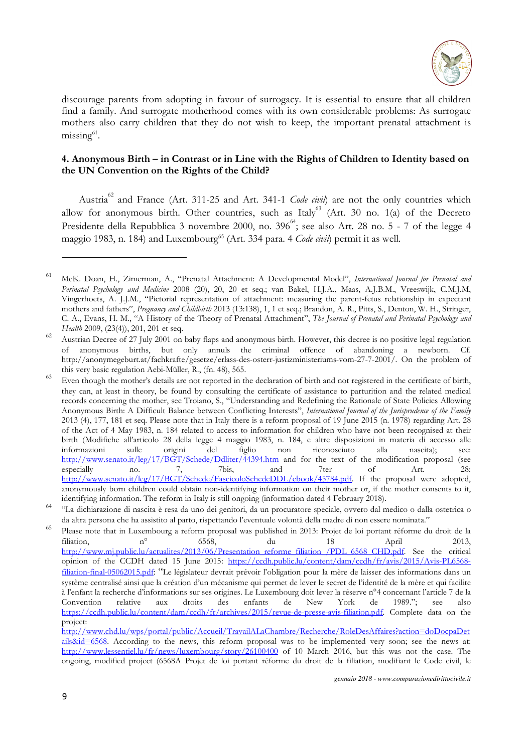discourage parents from adopting in favour of surrogacy. It is essential to ensure that all children find a family. And surrogate motherhood comes with its own considerable problems: As surrogate mothers also carry children that they do not wish to keep, the important prenatal attachment is missing[61].

## 4. Anonymous Birth – in Contrast or in Line with the Rights of Children to Identity based on the UN Convention on the Rights of the Child?

Austria[62] and France (Art. 311-25 and Art. 341-1 *Code civil*) are not the only countries which allow for anonymous birth. Other countries, such as Italy[63] (Art. 30 no. 1(a) of the Decreto Presidente della Repubblica 3 novembre 2000, no. 396[64]; see also Art. 28 no. 5 - 7 of the legge 4 maggio 1983, n. 184) and Luxembourg[65] (Art. 334 para. 4 *Code civil*) permit it as well.

---

[61] McK. Doan, H., Zimerman, A., "Prenatal Attachment: A Developmental Model", *International Journal for Prenatal and Perinatal Psychology and Medicine* 2008 (20), 20, 20 et seq.; van Bakel, H.J.A., Maas, A.J.B.M., Vreeswijk, C.M.J.M, Vingerhoets, A. J.J.M., "Pictorial representation of attachment: measuring the parent-fetus relationship in expectant mothers and fathers", *Pregnancy and Childbirth* 2013 (13:138), 1, 1 et seq.; Brandon, A. R., Pitts, S., Denton, W. H., Stringer, C. A., Evans, H. M., "A History of the Theory of Prenatal Attachment", *The Journal of Prenatal and Perinatal Psychology and Health* 2009, (23(4)), 201, 201 et seq.

[62] Austrian Decree of 27 July 2001 on baby flaps and anonymous birth. However, this decree is no positive legal regulation of anonymous births, but only annuls the criminal offence of abandoning a newborn. Cf. http://anonymegeburt.at/fachkrafte/gesetze/erlass-des-osterr-justizministeriums-vom-27-7-2001/. On the problem of this very basic regulation Aebi-Müller, R., (fn. 48), 565.

[63] Even though the mother's details are not reported in the declaration of birth and not registered in the certificate of birth, they can, at least in theory, be found by consulting the certificate of assistance to parturition and the related medical records concerning the mother, see Troiano, S., "Understanding and Redefining the Rationale of State Policies Allowing Anonymous Birth: A Difficult Balance between Conflicting Interests", *International Journal of the Jurisprudence of the Family* 2013 (4), 177, 181 et seq. Please note that in Italy there is a reform proposal of 19 June 2015 (n. 1978) regarding Art. 28 of the Act of 4 May 1983, n. 184 related to access to information for children who have not been recognised at their birth (Modifiche all'articolo 28 della legge 4 maggio 1983, n. 184, e altre disposizioni in materia di accesso alle informazioni sulle origini del figlio non riconosciuto alla nascita); see: http://www.senato.it/leg/17/BGT/Schede/Ddliter/44394.htm and for the text of the modification proposal (see especially no. 7, 7bis, and 7ter of Art. 28: http://www.senato.it/leg/17/BGT/Schede/FascicoloSchedeDDL/ebook/45784.pdf. If the proposal were adopted, anonymously born children could obtain non-identifying information on their mother or, if the mother consents to it, identifying information. The reform in Italy is still ongoing (information dated 4 February 2018).

[64] "La dichiarazione di nascita è resa da uno dei genitori, da un procuratore speciale, ovvero dal medico o dalla ostetrica o da altra persona che ha assistito al parto, rispettando l'eventuale volontà della madre di non essere nominata."

[65] Please note that in Luxembourg a reform proposal was published in 2013: Projet de loi portant réforme du droit de la filiation, n° 6568, du 18 April 2013, http://www.mj.public.lu/actualites/2013/06/Presentation_reforme_filiation_/PDL_6568_CHD.pdf. See the critical opinion of the CCDH dated 15 June 2015: https://ccdh.public.lu/content/dam/ccdh/fr/avis/2015/Avis-PL6568-filiation-final-05062015.pdf: "Le législateur devrait prévoir l'obligation pour la mère de laisser des informations dans un système centralisé ainsi que la création d'un mécanisme qui permet de lever le secret de l'identité de la mère et qui facilite à l'enfant la recherche d'informations sur ses origines. Le Luxembourg doit lever la réserve n°4 concernant l'article 7 de la Convention relative aux droits des enfants de New York de 1989."; see also https://ccdh.public.lu/content/dam/ccdh/fr/archives/2015/revue-de-presse-avis-filiation.pdf. Complete data on the project: http://www.chd.lu/wps/portal/public/Accueil/TravailALaChambre/Recherche/RoleDesAffaires?action=doDocpaDetails&id=6568. According to the news, this reform proposal was to be implemented very soon; see the news at: http://www.lessentiel.lu/fr/news/luxembourg/story/26100400 of 10 March 2016, but this was not the case. The ongoing, modified project (6568A Projet de loi portant réforme du droit de la filiation, modifiant le Code civil, le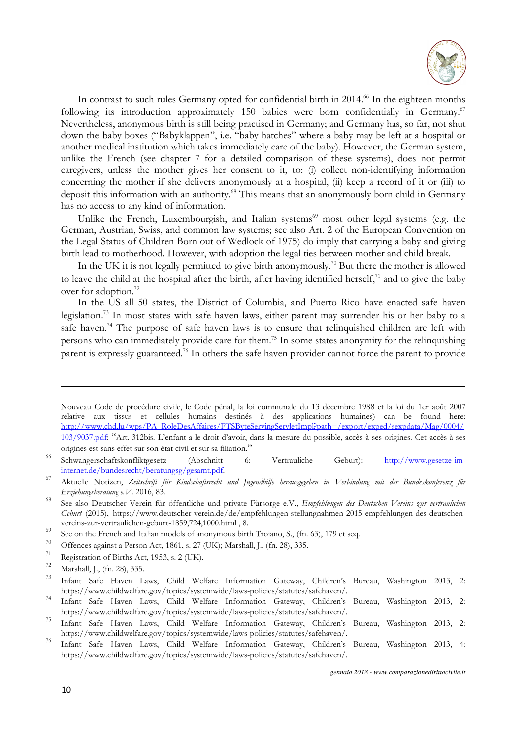In contrast to such rules Germany opted for confidential birth in 2014.[66] In the eighteen months following its introduction approximately 150 babies were born confidentially in Germany.[67] Nevertheless, anonymous birth is still being practised in Germany; and Germany has, so far, not shut down the baby boxes ("Babyklappen", i.e. "baby hatches" where a baby may be left at a hospital or another medical institution which takes immediately care of the baby). However, the German system, unlike the French (see chapter 7 for a detailed comparison of these systems), does not permit caregivers, unless the mother gives her consent to it, to: (i) collect non-identifying information concerning the mother if she delivers anonymously at a hospital, (ii) keep a record of it or (iii) to deposit this information with an authority.[68] This means that an anonymously born child in Germany has no access to any kind of information.

Unlike the French, Luxembourgish, and Italian systems[69] most other legal systems (e.g. the German, Austrian, Swiss, and common law systems; see also Art. 2 of the European Convention on the Legal Status of Children Born out of Wedlock of 1975) do imply that carrying a baby and giving birth lead to motherhood. However, with adoption the legal ties between mother and child break.

In the UK it is not legally permitted to give birth anonymously.[70] But there the mother is allowed to leave the child at the hospital after the birth, after having identified herself,[71] and to give the baby over for adoption.[72]

In the US all 50 states, the District of Columbia, and Puerto Rico have enacted safe haven legislation.[73] In most states with safe haven laws, either parent may surrender his or her baby to a safe haven.[74] The purpose of safe haven laws is to ensure that relinquished children are left with persons who can immediately provide care for them.[75] In some states anonymity for the relinquishing parent is expressly guaranteed.[76] In others the safe haven provider cannot force the parent to provide

---

Nouveau Code de procédure civile, le Code pénal, la loi communale du 13 décembre 1988 et la loi du 1er août 2007 relative aux tissus et cellules humains destinés à des applications humaines) can be found here: http://www.chd.lu/wps/PA_RoleDesAffaires/FTSByteServingServletImpl?path=/export/exped/sexpdata/Mag/0004/103/9037.pdf: "Art. 312bis. L'enfant a le droit d'avoir, dans la mesure du possible, accès à ses origines. Cet accès à ses origines est sans effet sur son état civil et sur sa filiation."

[66] Schwangerschaftskonfliktgesetz (Abschnitt 6: Vertrauliche Geburt): http://www.gesetze-im-internet.de/bundesrecht/beratungsg/gesamt.pdf.

[67] Aktuelle Notizen, *Zeitschrift für Kindschaftsrecht und Jugendhilfe herausgegeben in Verbindung mit der Bundeskonferenz für Erziehungsberatung e.V.* 2016, 83.

[68] See also Deutscher Verein für öffentliche und private Fürsorge e.V., *Empfehlungen des Deutschen Vereins zur vertraulichen Geburt* (2015), https://www.deutscher-verein.de/de/empfehlungen-stellungnahmen-2015-empfehlungen-des-deutschen-vereins-zur-vertraulichen-geburt-1859,724,1000.html , 8.

[69] See on the French and Italian models of anonymous birth Troiano, S., (fn. 63), 179 et seq.

[70] Offences against a Person Act, 1861, s. 27 (UK); Marshall, J., (fn. 28), 335.

[71] Registration of Births Act, 1953, s. 2 (UK).

[72] Marshall, J., (fn. 28), 335.

[73] Infant Safe Haven Laws, Child Welfare Information Gateway, Children's Bureau, Washington 2013, 2: https://www.childwelfare.gov/topics/systemwide/laws-policies/statutes/safehaven/.

[74] Infant Safe Haven Laws, Child Welfare Information Gateway, Children's Bureau, Washington 2013, 2: https://www.childwelfare.gov/topics/systemwide/laws-policies/statutes/safehaven/.

[75] Infant Safe Haven Laws, Child Welfare Information Gateway, Children's Bureau, Washington 2013, 2: https://www.childwelfare.gov/topics/systemwide/laws-policies/statutes/safehaven/.

[76] Infant Safe Haven Laws, Child Welfare Information Gateway, Children's Bureau, Washington 2013, 4: https://www.childwelfare.gov/topics/systemwide/laws-policies/statutes/safehaven/.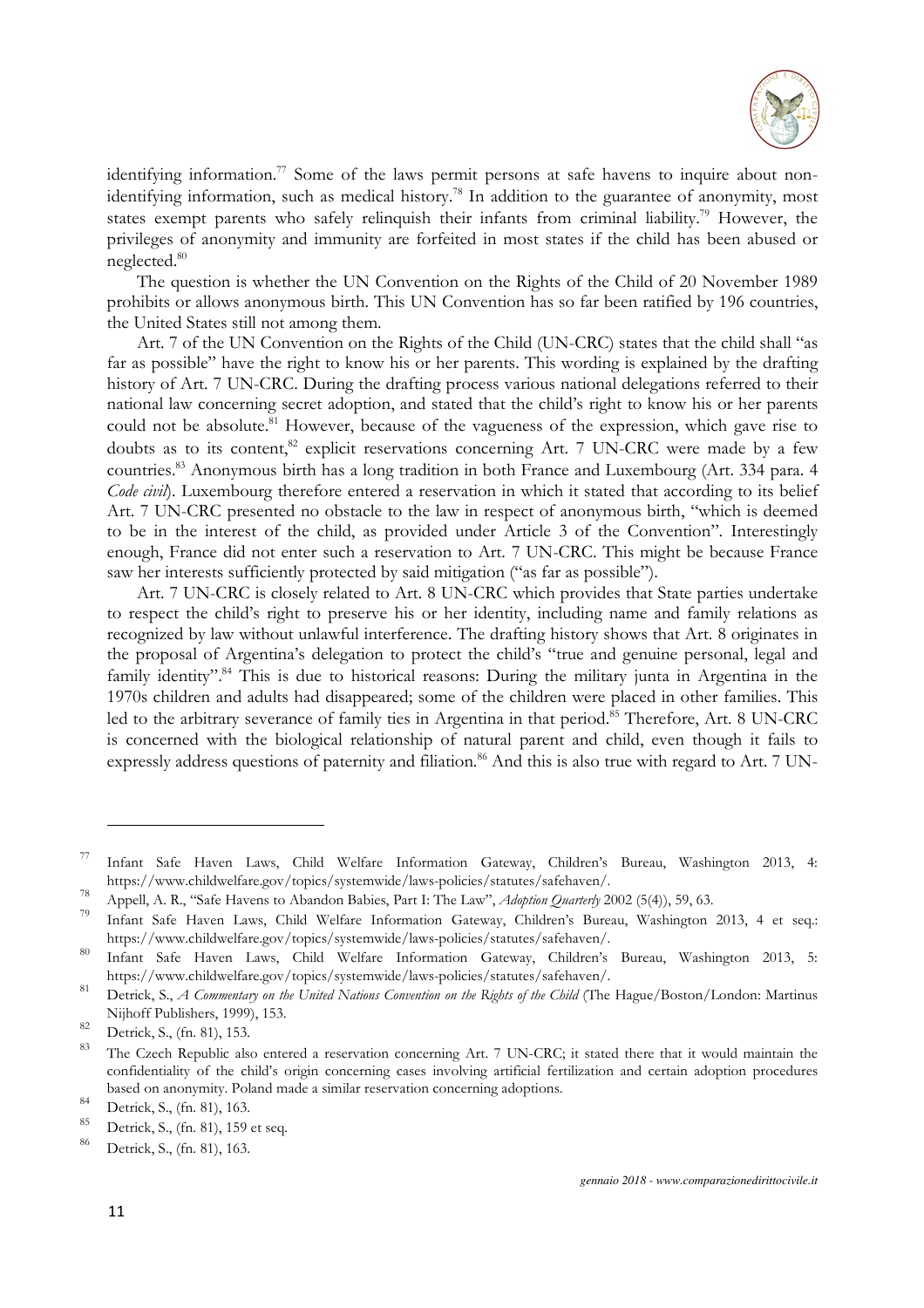identifying information.[77] Some of the laws permit persons at safe havens to inquire about non-identifying information, such as medical history.[78] In addition to the guarantee of anonymity, most states exempt parents who safely relinquish their infants from criminal liability.[79] However, the privileges of anonymity and immunity are forfeited in most states if the child has been abused or neglected.[80]

The question is whether the UN Convention on the Rights of the Child of 20 November 1989 prohibits or allows anonymous birth. This UN Convention has so far been ratified by 196 countries, the United States still not among them.

Art. 7 of the UN Convention on the Rights of the Child (UN-CRC) states that the child shall "as far as possible" have the right to know his or her parents. This wording is explained by the drafting history of Art. 7 UN-CRC. During the drafting process various national delegations referred to their national law concerning secret adoption, and stated that the child's right to know his or her parents could not be absolute.[81] However, because of the vagueness of the expression, which gave rise to doubts as to its content,[82] explicit reservations concerning Art. 7 UN-CRC were made by a few countries.[83] Anonymous birth has a long tradition in both France and Luxembourg (Art. 334 para. 4 *Code civil*). Luxembourg therefore entered a reservation in which it stated that according to its belief Art. 7 UN-CRC presented no obstacle to the law in respect of anonymous birth, "which is deemed to be in the interest of the child, as provided under Article 3 of the Convention". Interestingly enough, France did not enter such a reservation to Art. 7 UN-CRC. This might be because France saw her interests sufficiently protected by said mitigation ("as far as possible").

Art. 7 UN-CRC is closely related to Art. 8 UN-CRC which provides that State parties undertake to respect the child's right to preserve his or her identity, including name and family relations as recognized by law without unlawful interference. The drafting history shows that Art. 8 originates in the proposal of Argentina's delegation to protect the child's "true and genuine personal, legal and family identity".[84] This is due to historical reasons: During the military junta in Argentina in the 1970s children and adults had disappeared; some of the children were placed in other families. This led to the arbitrary severance of family ties in Argentina in that period.[85] Therefore, Art. 8 UN-CRC is concerned with the biological relationship of natural parent and child, even though it fails to expressly address questions of paternity and filiation.[86] And this is also true with regard to Art. 7 UN-

---

[77] Infant Safe Haven Laws, Child Welfare Information Gateway, Children's Bureau, Washington 2013, 4: https://www.childwelfare.gov/topics/systemwide/laws-policies/statutes/safehaven/.

[78] Appell, A. R., "Safe Havens to Abandon Babies, Part I: The Law", *Adoption Quarterly* 2002 (5(4)), 59, 63.

[79] Infant Safe Haven Laws, Child Welfare Information Gateway, Children's Bureau, Washington 2013, 4 et seq.: https://www.childwelfare.gov/topics/systemwide/laws-policies/statutes/safehaven/.

[80] Infant Safe Haven Laws, Child Welfare Information Gateway, Children's Bureau, Washington 2013, 5: https://www.childwelfare.gov/topics/systemwide/laws-policies/statutes/safehaven/.

[81] Detrick, S., *A Commentary on the United Nations Convention on the Rights of the Child* (The Hague/Boston/London: Martinus Nijhoff Publishers, 1999), 153.

[82] Detrick, S., (fn. 81), 153.

[83] The Czech Republic also entered a reservation concerning Art. 7 UN-CRC; it stated there that it would maintain the confidentiality of the child's origin concerning cases involving artificial fertilization and certain adoption procedures based on anonymity. Poland made a similar reservation concerning adoptions.

[84] Detrick, S., (fn. 81), 163.

[85] Detrick, S., (fn. 81), 159 et seq.

[86] Detrick, S., (fn. 81), 163.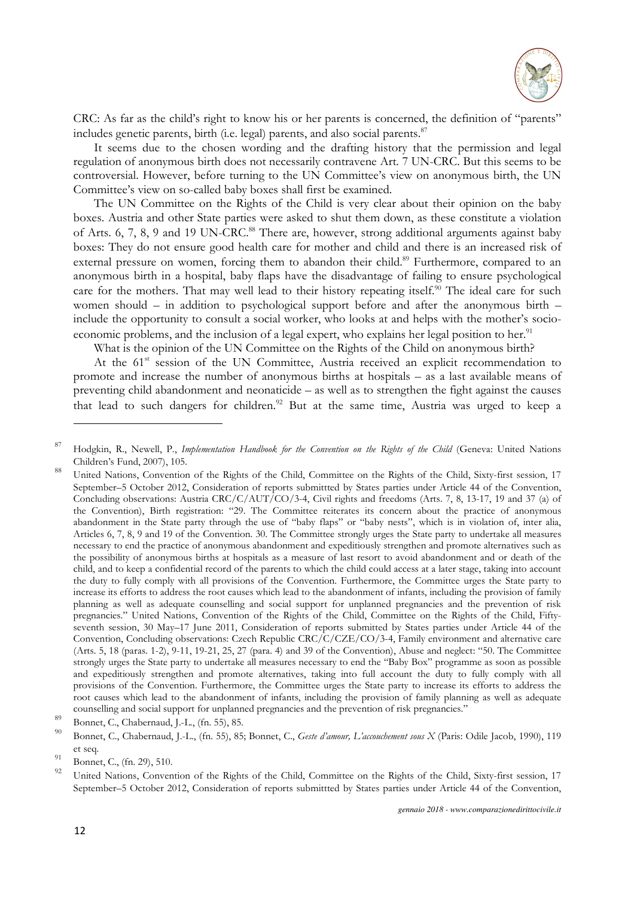CRC: As far as the child's right to know his or her parents is concerned, the definition of "parents" includes genetic parents, birth (i.e. legal) parents, and also social parents.[87]

It seems due to the chosen wording and the drafting history that the permission and legal regulation of anonymous birth does not necessarily contravene Art. 7 UN-CRC. But this seems to be controversial. However, before turning to the UN Committee's view on anonymous birth, the UN Committee's view on so-called baby boxes shall first be examined.

The UN Committee on the Rights of the Child is very clear about their opinion on the baby boxes. Austria and other State parties were asked to shut them down, as these constitute a violation of Arts. 6, 7, 8, 9 and 19 UN-CRC.[88] There are, however, strong additional arguments against baby boxes: They do not ensure good health care for mother and child and there is an increased risk of external pressure on women, forcing them to abandon their child.[89] Furthermore, compared to an anonymous birth in a hospital, baby flaps have the disadvantage of failing to ensure psychological care for the mothers. That may well lead to their history repeating itself.[90] The ideal care for such women should – in addition to psychological support before and after the anonymous birth – include the opportunity to consult a social worker, who looks at and helps with the mother's socio-economic problems, and the inclusion of a legal expert, who explains her legal position to her.[91]

What is the opinion of the UN Committee on the Rights of the Child on anonymous birth?

At the 61[st] session of the UN Committee, Austria received an explicit recommendation to promote and increase the number of anonymous births at hospitals – as a last available means of preventing child abandonment and neonaticide – as well as to strengthen the fight against the causes that lead to such dangers for children.[92] But at the same time, Austria was urged to keep a

---

[87] Hodgkin, R., Newell, P., *Implementation Handbook for the Convention on the Rights of the Child* (Geneva: United Nations Children's Fund, 2007), 105.

[88] United Nations, Convention of the Rights of the Child, Committee on the Rights of the Child, Sixty-first session, 17 September–5 October 2012, Consideration of reports submittted by States parties under Article 44 of the Convention, Concluding observations: Austria CRC/C/AUT/CO/3-4, Civil rights and freedoms (Arts. 7, 8, 13-17, 19 and 37 (a) of the Convention), Birth registration: "29. The Committee reiterates its concern about the practice of anonymous abandonment in the State party through the use of "baby flaps" or "baby nests", which is in violation of, inter alia, Articles 6, 7, 8, 9 and 19 of the Convention. 30. The Committee strongly urges the State party to undertake all measures necessary to end the practice of anonymous abandonment and expeditiously strengthen and promote alternatives such as the possibility of anonymous births at hospitals as a measure of last resort to avoid abandonment and or death of the child, and to keep a confidential record of the parents to which the child could access at a later stage, taking into account the duty to fully comply with all provisions of the Convention. Furthermore, the Committee urges the State party to increase its efforts to address the root causes which lead to the abandonment of infants, including the provision of family planning as well as adequate counselling and social support for unplanned pregnancies and the prevention of risk pregnancies." United Nations, Convention of the Rights of the Child, Committee on the Rights of the Child, Fifty-seventh session, 30 May–17 June 2011, Consideration of reports submitted by States parties under Article 44 of the Convention, Concluding observations: Czech Republic CRC/C/CZE/CO/3-4, Family environment and alternative care (Arts. 5, 18 (paras. 1-2), 9-11, 19-21, 25, 27 (para. 4) and 39 of the Convention), Abuse and neglect: "50. The Committee strongly urges the State party to undertake all measures necessary to end the "Baby Box" programme as soon as possible and expeditiously strengthen and promote alternatives, taking into full account the duty to fully comply with all provisions of the Convention. Furthermore, the Committee urges the State party to increase its efforts to address the root causes which lead to the abandonment of infants, including the provision of family planning as well as adequate counselling and social support for unplanned pregnancies and the prevention of risk pregnancies."

[89] Bonnet, C., Chabernaud, J.-L., (fn. 55), 85.

[90] Bonnet, C., Chabernaud, J.-L., (fn. 55), 85; Bonnet, C., *Geste d'amour, L'accouchement sous X* (Paris: Odile Jacob, 1990), 119 et seq.

[91] Bonnet, C., (fn. 29), 510.

[92] United Nations, Convention of the Rights of the Child, Committee on the Rights of the Child, Sixty-first session, 17 September–5 October 2012, Consideration of reports submittted by States parties under Article 44 of the Convention,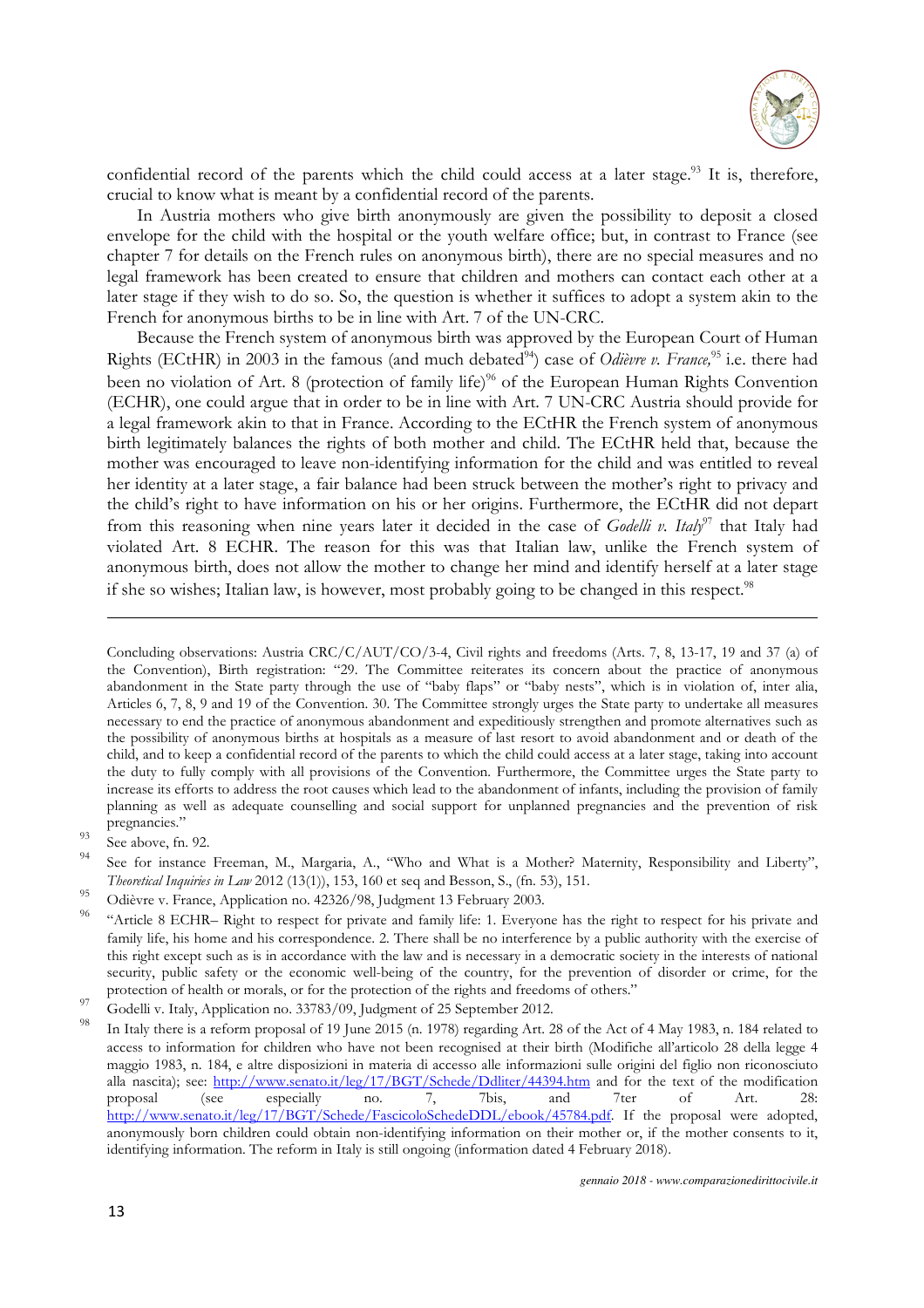confidential record of the parents which the child could access at a later stage.[93] It is, therefore, crucial to know what is meant by a confidential record of the parents.

In Austria mothers who give birth anonymously are given the possibility to deposit a closed envelope for the child with the hospital or the youth welfare office; but, in contrast to France (see chapter 7 for details on the French rules on anonymous birth), there are no special measures and no legal framework has been created to ensure that children and mothers can contact each other at a later stage if they wish to do so. So, the question is whether it suffices to adopt a system akin to the French for anonymous births to be in line with Art. 7 of the UN-CRC.

Because the French system of anonymous birth was approved by the European Court of Human Rights (ECtHR) in 2003 in the famous (and much debated[94]) case of *Odièvre v. France,*[95] i.e. there had been no violation of Art. 8 (protection of family life)[96] of the European Human Rights Convention (ECHR), one could argue that in order to be in line with Art. 7 UN-CRC Austria should provide for a legal framework akin to that in France. According to the ECtHR the French system of anonymous birth legitimately balances the rights of both mother and child. The ECtHR held that, because the mother was encouraged to leave non-identifying information for the child and was entitled to reveal her identity at a later stage, a fair balance had been struck between the mother's right to privacy and the child's right to have information on his or her origins. Furthermore, the ECtHR did not depart from this reasoning when nine years later it decided in the case of *Godelli v. Italy*[97] that Italy had violated Art. 8 ECHR. The reason for this was that Italian law, unlike the French system of anonymous birth, does not allow the mother to change her mind and identify herself at a later stage if she so wishes; Italian law, is however, most probably going to be changed in this respect.[98]

---

Concluding observations: Austria CRC/C/AUT/CO/3-4, Civil rights and freedoms (Arts. 7, 8, 13-17, 19 and 37 (a) of the Convention), Birth registration: "29. The Committee reiterates its concern about the practice of anonymous abandonment in the State party through the use of "baby flaps" or "baby nests", which is in violation of, inter alia, Articles 6, 7, 8, 9 and 19 of the Convention. 30. The Committee strongly urges the State party to undertake all measures necessary to end the practice of anonymous abandonment and expeditiously strengthen and promote alternatives such as the possibility of anonymous births at hospitals as a measure of last resort to avoid abandonment and or death of the child, and to keep a confidential record of the parents to which the child could access at a later stage, taking into account the duty to fully comply with all provisions of the Convention. Furthermore, the Committee urges the State party to increase its efforts to address the root causes which lead to the abandonment of infants, including the provision of family planning as well as adequate counselling and social support for unplanned pregnancies and the prevention of risk pregnancies."

[93] See above, fn. 92.

[94] See for instance Freeman, M., Margaria, A., "Who and What is a Mother? Maternity, Responsibility and Liberty", *Theoretical Inquiries in Law* 2012 (13(1)), 153, 160 et seq and Besson, S., (fn. 53), 151.

[95] Odièvre v. France, Application no. 42326/98, Judgment 13 February 2003.

[96] "Article 8 ECHR– Right to respect for private and family life: 1. Everyone has the right to respect for his private and family life, his home and his correspondence. 2. There shall be no interference by a public authority with the exercise of this right except such as is in accordance with the law and is necessary in a democratic society in the interests of national security, public safety or the economic well-being of the country, for the prevention of disorder or crime, for the protection of health or morals, or for the protection of the rights and freedoms of others."

[97] Godelli v. Italy, Application no. 33783/09, Judgment of 25 September 2012.

[98] In Italy there is a reform proposal of 19 June 2015 (n. 1978) regarding Art. 28 of the Act of 4 May 1983, n. 184 related to access to information for children who have not been recognised at their birth (Modifiche all'articolo 28 della legge 4 maggio 1983, n. 184, e altre disposizioni in materia di accesso alle informazioni sulle origini del figlio non riconosciuto alla nascita); see: http://www.senato.it/leg/17/BGT/Schede/Ddliter/44394.htm and for the text of the modification proposal (see especially no. 7, 7bis, and 7ter of Art. 28: http://www.senato.it/leg/17/BGT/Schede/FascicoloSchedeDDL/ebook/45784.pdf. If the proposal were adopted, anonymously born children could obtain non-identifying information on their mother or, if the mother consents to it, identifying information. The reform in Italy is still ongoing (information dated 4 February 2018).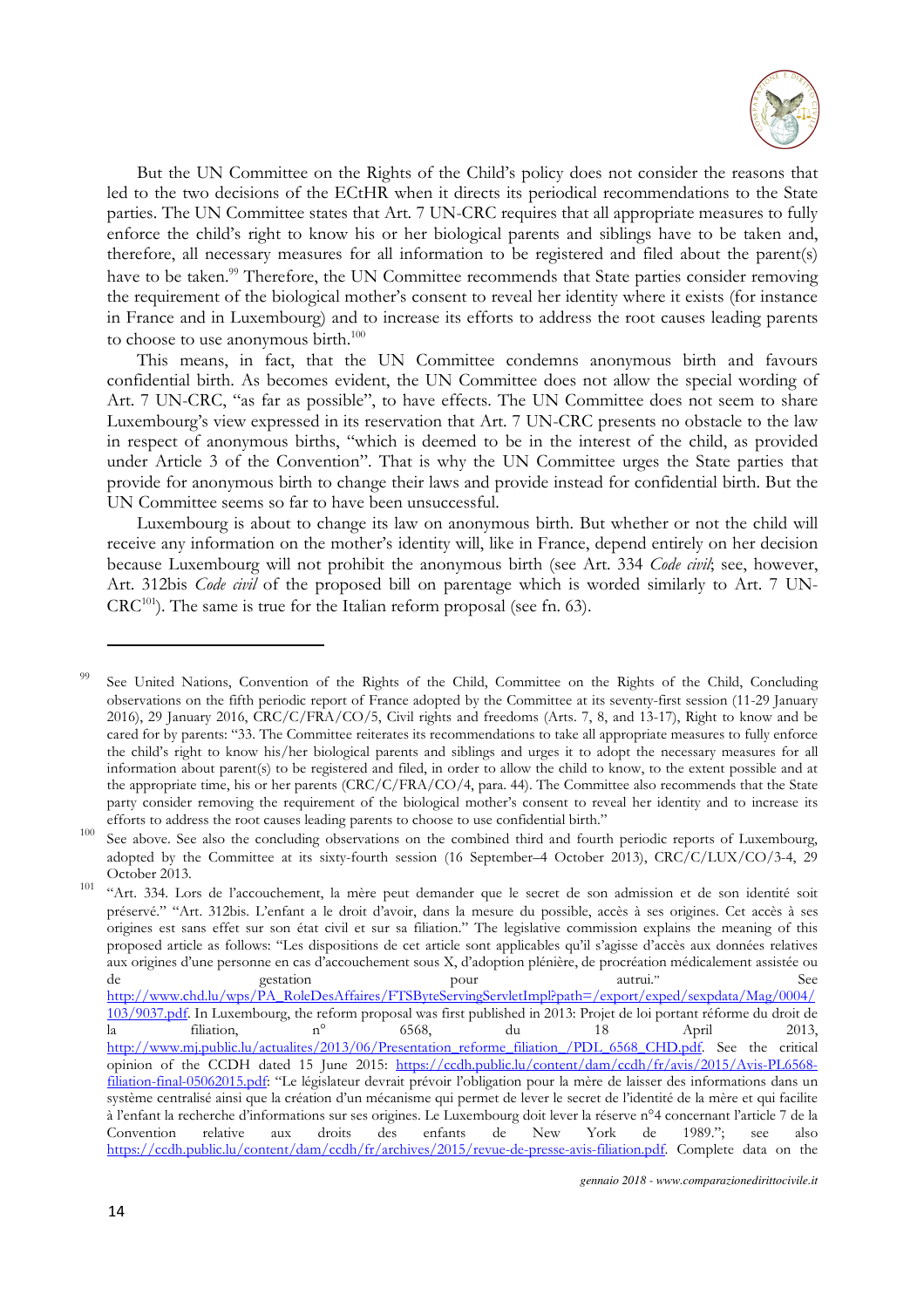But the UN Committee on the Rights of the Child's policy does not consider the reasons that led to the two decisions of the ECtHR when it directs its periodical recommendations to the State parties. The UN Committee states that Art. 7 UN-CRC requires that all appropriate measures to fully enforce the child's right to know his or her biological parents and siblings have to be taken and, therefore, all necessary measures for all information to be registered and filed about the parent(s) have to be taken.[99] Therefore, the UN Committee recommends that State parties consider removing the requirement of the biological mother's consent to reveal her identity where it exists (for instance in France and in Luxembourg) and to increase its efforts to address the root causes leading parents to choose to use anonymous birth.[100]

This means, in fact, that the UN Committee condemns anonymous birth and favours confidential birth. As becomes evident, the UN Committee does not allow the special wording of Art. 7 UN-CRC, "as far as possible", to have effects. The UN Committee does not seem to share Luxembourg's view expressed in its reservation that Art. 7 UN-CRC presents no obstacle to the law in respect of anonymous births, "which is deemed to be in the interest of the child, as provided under Article 3 of the Convention". That is why the UN Committee urges the State parties that provide for anonymous birth to change their laws and provide instead for confidential birth. But the UN Committee seems so far to have been unsuccessful.

Luxembourg is about to change its law on anonymous birth. But whether or not the child will receive any information on the mother's identity will, like in France, depend entirely on her decision because Luxembourg will not prohibit the anonymous birth (see Art. 334 *Code civil*; see, however, Art. 312bis *Code civil* of the proposed bill on parentage which is worded similarly to Art. 7 UN-CRC[101]). The same is true for the Italian reform proposal (see fn. 63).

---

[99] See United Nations, Convention of the Rights of the Child, Committee on the Rights of the Child, Concluding observations on the fifth periodic report of France adopted by the Committee at its seventy-first session (11-29 January 2016), 29 January 2016, CRC/C/FRA/CO/5, Civil rights and freedoms (Arts. 7, 8, and 13-17), Right to know and be cared for by parents: "33. The Committee reiterates its recommendations to take all appropriate measures to fully enforce the child's right to know his/her biological parents and siblings and urges it to adopt the necessary measures for all information about parent(s) to be registered and filed, in order to allow the child to know, to the extent possible and at the appropriate time, his or her parents (CRC/C/FRA/CO/4, para. 44). The Committee also recommends that the State party consider removing the requirement of the biological mother's consent to reveal her identity and to increase its efforts to address the root causes leading parents to choose to use confidential birth."

[100] See above. See also the concluding observations on the combined third and fourth periodic reports of Luxembourg, adopted by the Committee at its sixty-fourth session (16 September–4 October 2013), CRC/C/LUX/CO/3-4, 29 October 2013.

[101] "Art. 334. Lors de l'accouchement, la mère peut demander que le secret de son admission et de son identité soit préservé." "Art. 312bis. L'enfant a le droit d'avoir, dans la mesure du possible, accès à ses origines. Cet accès à ses origines est sans effet sur son état civil et sur sa filiation." The legislative commission explains the meaning of this proposed article as follows: "Les dispositions de cet article sont applicables qu'il s'agisse d'accès aux données relatives aux origines d'une personne en cas d'accouchement sous X, d'adoption plénière, de procréation médicalement assistée ou de gestation pour autrui." See http://www.chd.lu/wps/PA_RoleDesAffaires/FTSByteServingServletImpl?path=/export/exped/sexpdata/Mag/0004/103/9037.pdf. In Luxembourg, the reform proposal was first published in 2013: Projet de loi portant réforme du droit de la filiation, n° 6568, du 18 April 2013, http://www.mj.public.lu/actualites/2013/06/Presentation_reforme_filiation_/PDL_6568_CHD.pdf. See the critical opinion of the CCDH dated 15 June 2015: https://ccdh.public.lu/content/dam/ccdh/fr/avis/2015/Avis-PL6568-filiation-final-05062015.pdf: "Le législateur devrait prévoir l'obligation pour la mère de laisser des informations dans un système centralisé ainsi que la création d'un mécanisme qui permet de lever le secret de l'identité de la mère et qui facilite à l'enfant la recherche d'informations sur ses origines. Le Luxembourg doit lever la réserve n°4 concernant l'article 7 de la Convention relative aux droits des enfants de New York de 1989."; see also https://ccdh.public.lu/content/dam/ccdh/fr/archives/2015/revue-de-presse-avis-filiation.pdf. Complete data on the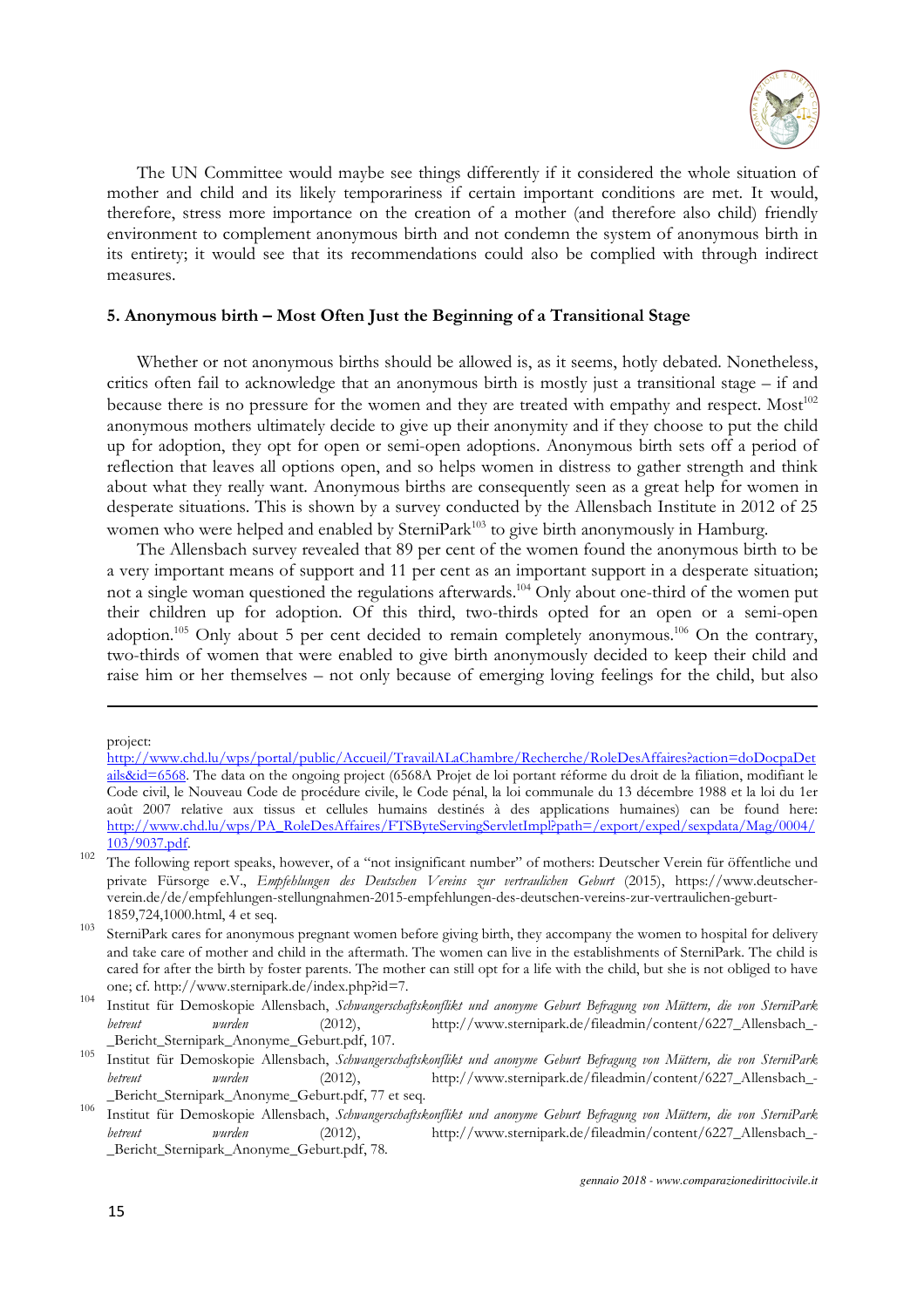The UN Committee would maybe see things differently if it considered the whole situation of mother and child and its likely temporariness if certain important conditions are met. It would, therefore, stress more importance on the creation of a mother (and therefore also child) friendly environment to complement anonymous birth and not condemn the system of anonymous birth in its entirety; it would see that its recommendations could also be complied with through indirect measures.

### 5. Anonymous birth – Most Often Just the Beginning of a Transitional Stage

Whether or not anonymous births should be allowed is, as it seems, hotly debated. Nonetheless, critics often fail to acknowledge that an anonymous birth is mostly just a transitional stage – if and because there is no pressure for the women and they are treated with empathy and respect. Most[102] anonymous mothers ultimately decide to give up their anonymity and if they choose to put the child up for adoption, they opt for open or semi-open adoptions. Anonymous birth sets off a period of reflection that leaves all options open, and so helps women in distress to gather strength and think about what they really want. Anonymous births are consequently seen as a great help for women in desperate situations. This is shown by a survey conducted by the Allensbach Institute in 2012 of 25 women who were helped and enabled by SterniPark[103] to give birth anonymously in Hamburg.

The Allensbach survey revealed that 89 per cent of the women found the anonymous birth to be a very important means of support and 11 per cent as an important support in a desperate situation; not a single woman questioned the regulations afterwards.[104] Only about one-third of the women put their children up for adoption. Of this third, two-thirds opted for an open or a semi-open adoption.[105] Only about 5 per cent decided to remain completely anonymous.[106] On the contrary, two-thirds of women that were enabled to give birth anonymously decided to keep their child and raise him or her themselves – not only because of emerging loving feelings for the child, but also

---

project: http://www.chd.lu/wps/portal/public/Accueil/TravailALaChambre/Recherche/RoleDesAffaires?action=doDocpaDetails&id=6568. The data on the ongoing project (6568A Projet de loi portant réforme du droit de la filiation, modifiant le Code civil, le Nouveau Code de procédure civile, le Code pénal, la loi communale du 13 décembre 1988 et la loi du 1er août 2007 relative aux tissus et cellules humains destinés à des applications humaines) can be found here: http://www.chd.lu/wps/PA_RoleDesAffaires/FTSByteServingServletImpl?path=/export/exped/sexpdata/Mag/0004/103/9037.pdf.

[102] The following report speaks, however, of a "not insignificant number" of mothers: Deutscher Verein für öffentliche und private Fürsorge e.V., *Empfehlungen des Deutschen Vereins zur vertraulichen Geburt* (2015), https://www.deutscher-verein.de/de/empfehlungen-stellungnahmen-2015-empfehlungen-des-deutschen-vereins-zur-vertraulichen-geburt-1859,724,1000.html, 4 et seq.

[103] SterniPark cares for anonymous pregnant women before giving birth, they accompany the women to hospital for delivery and take care of mother and child in the aftermath. The women can live in the establishments of SterniPark. The child is cared for after the birth by foster parents. The mother can still opt for a life with the child, but she is not obliged to have one; cf. http://www.sternipark.de/index.php?id=7.

[104] Institut für Demoskopie Allensbach, *Schwangerschaftskonflikt und anonyme Geburt Befragung von Müttern, die von SterniPark betreut wurden* (2012), http://www.sternipark.de/fileadmin/content/6227_Allensbach_-_Bericht_Sternipark_Anonyme_Geburt.pdf, 107.

[105] Institut für Demoskopie Allensbach, *Schwangerschaftskonflikt und anonyme Geburt Befragung von Müttern, die von SterniPark betreut wurden* (2012), http://www.sternipark.de/fileadmin/content/6227_Allensbach_-_Bericht_Sternipark_Anonyme_Geburt.pdf, 77 et seq.

[106] Institut für Demoskopie Allensbach, *Schwangerschaftskonflikt und anonyme Geburt Befragung von Müttern, die von SterniPark betreut wurden* (2012), http://www.sternipark.de/fileadmin/content/6227_Allensbach_-_Bericht_Sternipark_Anonyme_Geburt.pdf, 78.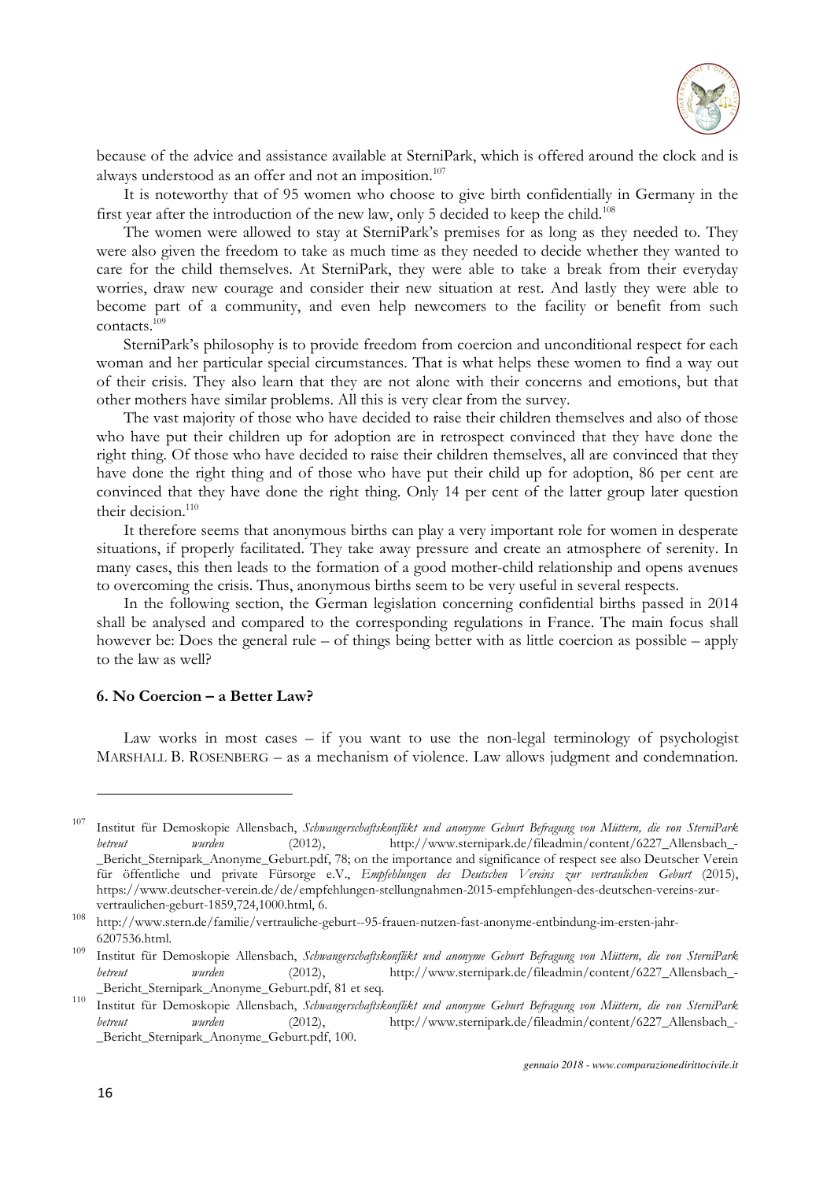because of the advice and assistance available at SterniPark, which is offered around the clock and is always understood as an offer and not an imposition.[107]

It is noteworthy that of 95 women who choose to give birth confidentially in Germany in the first year after the introduction of the new law, only 5 decided to keep the child.[108]

The women were allowed to stay at SterniPark's premises for as long as they needed to. They were also given the freedom to take as much time as they needed to decide whether they wanted to care for the child themselves. At SterniPark, they were able to take a break from their everyday worries, draw new courage and consider their new situation at rest. And lastly they were able to become part of a community, and even help newcomers to the facility or benefit from such contacts.[109]

SterniPark's philosophy is to provide freedom from coercion and unconditional respect for each woman and her particular special circumstances. That is what helps these women to find a way out of their crisis. They also learn that they are not alone with their concerns and emotions, but that other mothers have similar problems. All this is very clear from the survey.

The vast majority of those who have decided to raise their children themselves and also of those who have put their children up for adoption are in retrospect convinced that they have done the right thing. Of those who have decided to raise their children themselves, all are convinced that they have done the right thing and of those who have put their child up for adoption, 86 per cent are convinced that they have done the right thing. Only 14 per cent of the latter group later question their decision.[110]

It therefore seems that anonymous births can play a very important role for women in desperate situations, if properly facilitated. They take away pressure and create an atmosphere of serenity. In many cases, this then leads to the formation of a good mother-child relationship and opens avenues to overcoming the crisis. Thus, anonymous births seem to be very useful in several respects.

In the following section, the German legislation concerning confidential births passed in 2014 shall be analysed and compared to the corresponding regulations in France. The main focus shall however be: Does the general rule – of things being better with as little coercion as possible – apply to the law as well?

### 6. No Coercion – a Better Law?

Law works in most cases – if you want to use the non-legal terminology of psychologist MARSHALL B. ROSENBERG – as a mechanism of violence. Law allows judgment and condemnation.

---

[107] Institut für Demoskopie Allensbach, *Schwangerschaftskonflikt und anonyme Geburt Befragung von Müttern, die von SterniPark betreut wurden* (2012), http://www.sternipark.de/fileadmin/content/6227_Allensbach_-_Bericht_Sternipark_Anonyme_Geburt.pdf, 78; on the importance and significance of respect see also Deutscher Verein für öffentliche und private Fürsorge e.V., *Empfehlungen des Deutschen Vereins zur vertraulichen Geburt* (2015), https://www.deutscher-verein.de/de/empfehlungen-stellungnahmen-2015-empfehlungen-des-deutschen-vereins-zur-vertraulichen-geburt-1859,724,1000.html, 6.

[108] http://www.stern.de/familie/vertrauliche-geburt--95-frauen-nutzen-fast-anonyme-entbindung-im-ersten-jahr-6207536.html.

[109] Institut für Demoskopie Allensbach, *Schwangerschaftskonflikt und anonyme Geburt Befragung von Müttern, die von SterniPark betreut wurden* (2012), http://www.sternipark.de/fileadmin/content/6227_Allensbach_-_Bericht_Sternipark_Anonyme_Geburt.pdf, 81 et seq.

[110] Institut für Demoskopie Allensbach, *Schwangerschaftskonflikt und anonyme Geburt Befragung von Müttern, die von SterniPark betreut wurden* (2012), http://www.sternipark.de/fileadmin/content/6227_Allensbach_-_Bericht_Sternipark_Anonyme_Geburt.pdf, 100.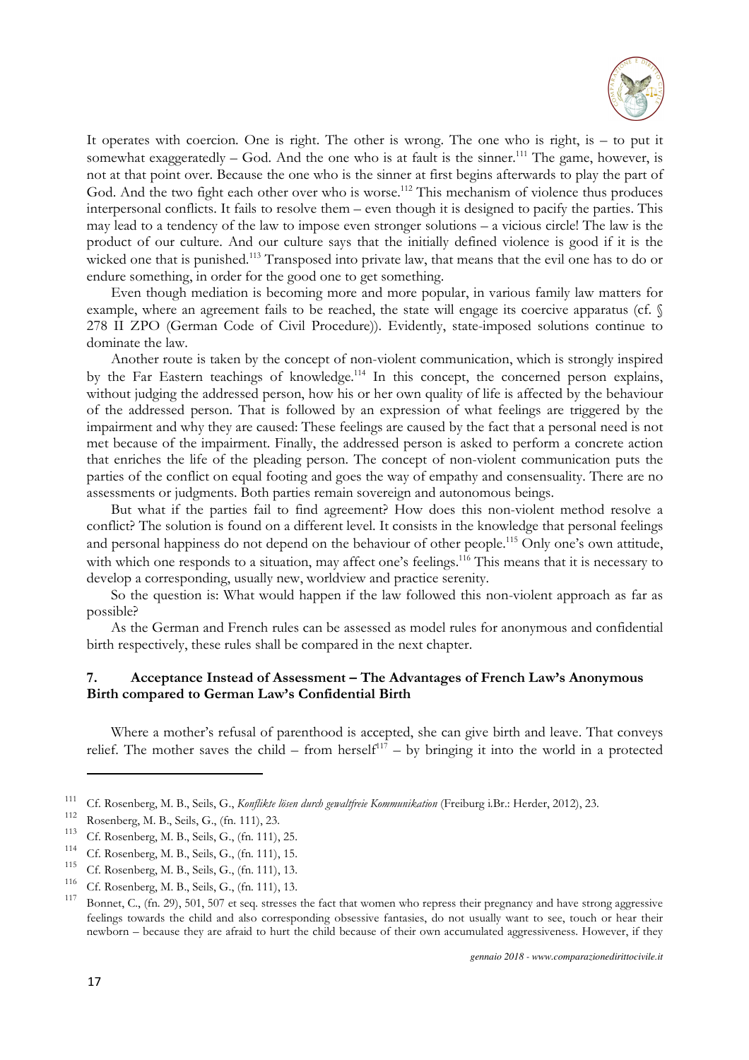It operates with coercion. One is right. The other is wrong. The one who is right, is – to put it somewhat exaggeratedly – God. And the one who is at fault is the sinner.[111] The game, however, is not at that point over. Because the one who is the sinner at first begins afterwards to play the part of God. And the two fight each other over who is worse.[112] This mechanism of violence thus produces interpersonal conflicts. It fails to resolve them – even though it is designed to pacify the parties. This may lead to a tendency of the law to impose even stronger solutions – a vicious circle! The law is the product of our culture. And our culture says that the initially defined violence is good if it is the wicked one that is punished.[113] Transposed into private law, that means that the evil one has to do or endure something, in order for the good one to get something.

Even though mediation is becoming more and more popular, in various family law matters for example, where an agreement fails to be reached, the state will engage its coercive apparatus (cf. § 278 II ZPO (German Code of Civil Procedure)). Evidently, state-imposed solutions continue to dominate the law.

Another route is taken by the concept of non-violent communication, which is strongly inspired by the Far Eastern teachings of knowledge.[114] In this concept, the concerned person explains, without judging the addressed person, how his or her own quality of life is affected by the behaviour of the addressed person. That is followed by an expression of what feelings are triggered by the impairment and why they are caused: These feelings are caused by the fact that a personal need is not met because of the impairment. Finally, the addressed person is asked to perform a concrete action that enriches the life of the pleading person. The concept of non-violent communication puts the parties of the conflict on equal footing and goes the way of empathy and consensuality. There are no assessments or judgments. Both parties remain sovereign and autonomous beings.

But what if the parties fail to find agreement? How does this non-violent method resolve a conflict? The solution is found on a different level. It consists in the knowledge that personal feelings and personal happiness do not depend on the behaviour of other people.[115] Only one's own attitude, with which one responds to a situation, may affect one's feelings.[116] This means that it is necessary to develop a corresponding, usually new, worldview and practice serenity.

So the question is: What would happen if the law followed this non-violent approach as far as possible?

As the German and French rules can be assessed as model rules for anonymous and confidential birth respectively, these rules shall be compared in the next chapter.

## 7. Acceptance Instead of Assessment – The Advantages of French Law's Anonymous Birth compared to German Law's Confidential Birth

Where a mother's refusal of parenthood is accepted, she can give birth and leave. That conveys relief. The mother saves the child – from herself[117] – by bringing it into the world in a protected

---

[111] Cf. Rosenberg, M. B., Seils, G., *Konflikte lösen durch gewaltfreie Kommunikation* (Freiburg i.Br.: Herder, 2012), 23.

[112] Rosenberg, M. B., Seils, G., (fn. 111), 23.

[113] Cf. Rosenberg, M. B., Seils, G., (fn. 111), 25.

[114] Cf. Rosenberg, M. B., Seils, G., (fn. 111), 15.

[115] Cf. Rosenberg, M. B., Seils, G., (fn. 111), 13.

[116] Cf. Rosenberg, M. B., Seils, G., (fn. 111), 13.

[117] Bonnet, C., (fn. 29), 501, 507 et seq. stresses the fact that women who repress their pregnancy and have strong aggressive feelings towards the child and also corresponding obsessive fantasies, do not usually want to see, touch or hear their newborn – because they are afraid to hurt the child because of their own accumulated aggressiveness. However, if they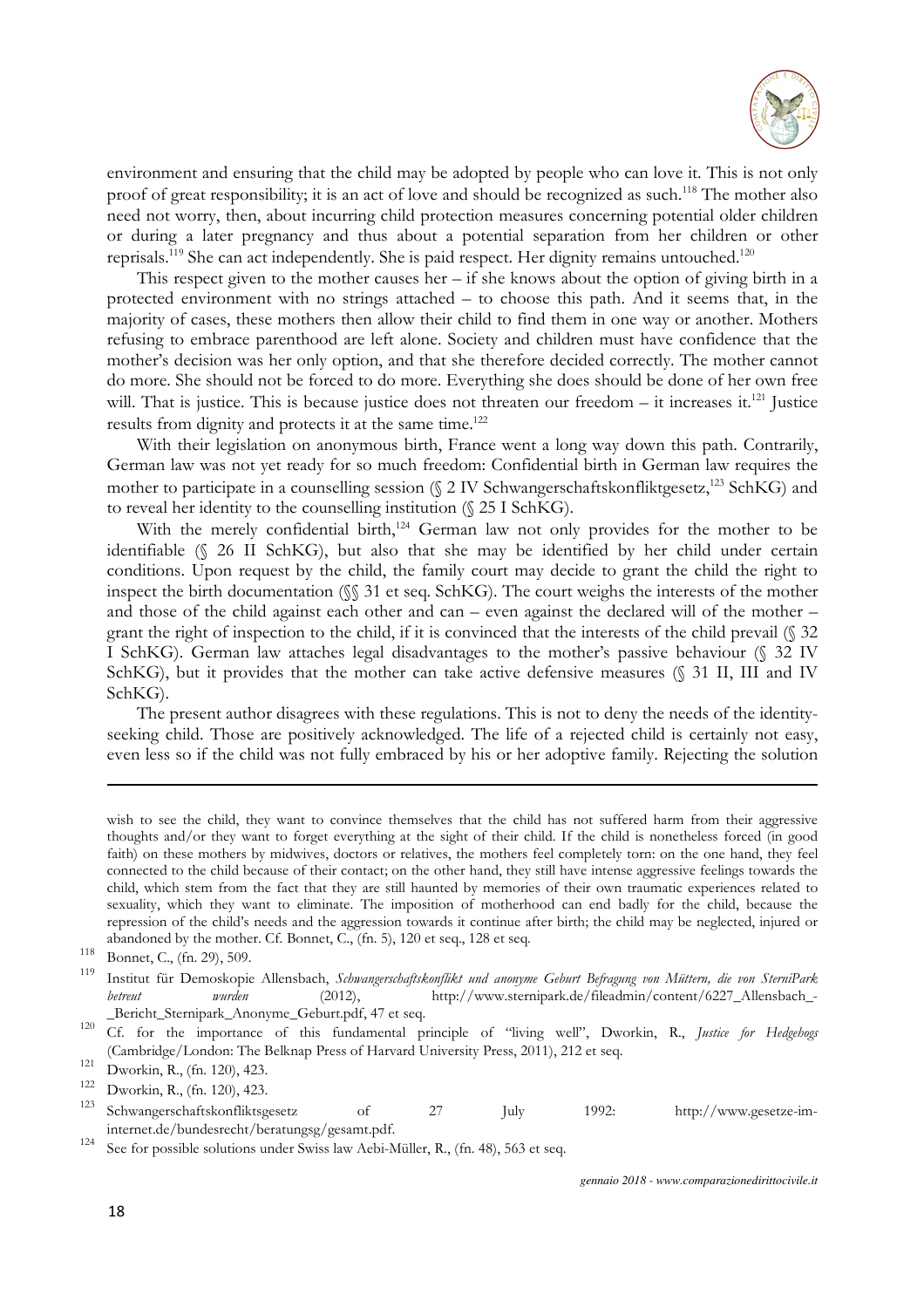environment and ensuring that the child may be adopted by people who can love it. This is not only proof of great responsibility; it is an act of love and should be recognized as such.[118] The mother also need not worry, then, about incurring child protection measures concerning potential older children or during a later pregnancy and thus about a potential separation from her children or other reprisals.[119] She can act independently. She is paid respect. Her dignity remains untouched.[120]

This respect given to the mother causes her – if she knows about the option of giving birth in a protected environment with no strings attached – to choose this path. And it seems that, in the majority of cases, these mothers then allow their child to find them in one way or another. Mothers refusing to embrace parenthood are left alone. Society and children must have confidence that the mother's decision was her only option, and that she therefore decided correctly. The mother cannot do more. She should not be forced to do more. Everything she does should be done of her own free will. That is justice. This is because justice does not threaten our freedom – it increases it.[121] Justice results from dignity and protects it at the same time.[122]

With their legislation on anonymous birth, France went a long way down this path. Contrarily, German law was not yet ready for so much freedom: Confidential birth in German law requires the mother to participate in a counselling session (§ 2 IV Schwangerschaftskonfliktgesetz,[123] SchKG) and to reveal her identity to the counselling institution (§ 25 I SchKG).

With the merely confidential birth,[124] German law not only provides for the mother to be identifiable (§ 26 II SchKG), but also that she may be identified by her child under certain conditions. Upon request by the child, the family court may decide to grant the child the right to inspect the birth documentation (§§ 31 et seq. SchKG). The court weighs the interests of the mother and those of the child against each other and can – even against the declared will of the mother – grant the right of inspection to the child, if it is convinced that the interests of the child prevail (§ 32 I SchKG). German law attaches legal disadvantages to the mother's passive behaviour (§ 32 IV SchKG), but it provides that the mother can take active defensive measures (§ 31 II, III and IV SchKG).

The present author disagrees with these regulations. This is not to deny the needs of the identity-seeking child. Those are positively acknowledged. The life of a rejected child is certainly not easy, even less so if the child was not fully embraced by his or her adoptive family. Rejecting the solution

---

wish to see the child, they want to convince themselves that the child has not suffered harm from their aggressive thoughts and/or they want to forget everything at the sight of their child. If the child is nonetheless forced (in good faith) on these mothers by midwives, doctors or relatives, the mothers feel completely torn: on the one hand, they feel connected to the child because of their contact; on the other hand, they still have intense aggressive feelings towards the child, which stem from the fact that they are still haunted by memories of their own traumatic experiences related to sexuality, which they want to eliminate. The imposition of motherhood can end badly for the child, because the repression of the child's needs and the aggression towards it continue after birth; the child may be neglected, injured or abandoned by the mother. Cf. Bonnet, C., (fn. 5), 120 et seq., 128 et seq.

[118] Bonnet, C., (fn. 29), 509.

[119] Institut für Demoskopie Allensbach, *Schwangerschaftskonflikt und anonyme Geburt Befragung von Müttern, die von SterniPark betreut wurden* (2012), http://www.sternipark.de/fileadmin/content/6227_Allensbach_-_Bericht_Sternipark_Anonyme_Geburt.pdf, 47 et seq.

[120] Cf. for the importance of this fundamental principle of "living well", Dworkin, R., *Justice for Hedgehogs* (Cambridge/London: The Belknap Press of Harvard University Press, 2011), 212 et seq.

[121] Dworkin, R., (fn. 120), 423.

[122] Dworkin, R., (fn. 120), 423.

[123] Schwangerschaftskonfliktsgesetz of 27 July 1992: http://www.gesetze-im-internet.de/bundesrecht/beratungsg/gesamt.pdf.

[124] See for possible solutions under Swiss law Aebi-Müller, R., (fn. 48), 563 et seq.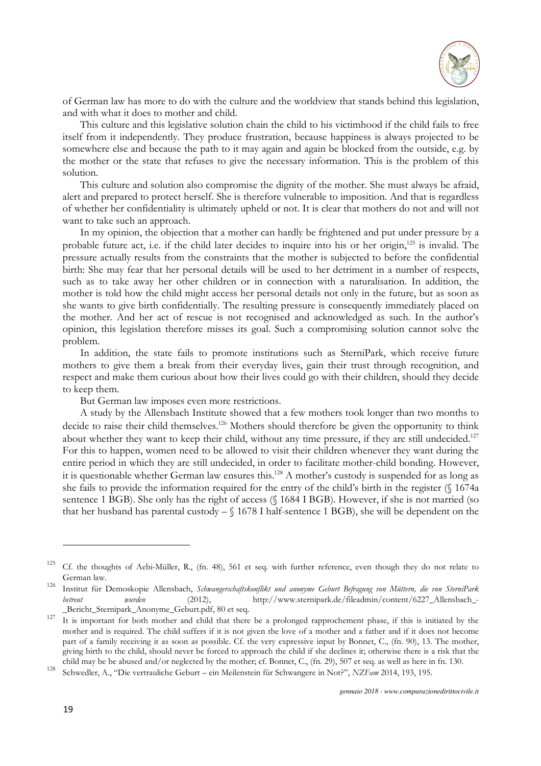of German law has more to do with the culture and the worldview that stands behind this legislation, and with what it does to mother and child.

This culture and this legislative solution chain the child to his victimhood if the child fails to free itself from it independently. They produce frustration, because happiness is always projected to be somewhere else and because the path to it may again and again be blocked from the outside, e.g. by the mother or the state that refuses to give the necessary information. This is the problem of this solution.

This culture and solution also compromise the dignity of the mother. She must always be afraid, alert and prepared to protect herself. She is therefore vulnerable to imposition. And that is regardless of whether her confidentiality is ultimately upheld or not. It is clear that mothers do not and will not want to take such an approach.

In my opinion, the objection that a mother can hardly be frightened and put under pressure by a probable future act, i.e. if the child later decides to inquire into his or her origin,[125] is invalid. The pressure actually results from the constraints that the mother is subjected to before the confidential birth: She may fear that her personal details will be used to her detriment in a number of respects, such as to take away her other children or in connection with a naturalisation. In addition, the mother is told how the child might access her personal details not only in the future, but as soon as she wants to give birth confidentially. The resulting pressure is consequently immediately placed on the mother. And her act of rescue is not recognised and acknowledged as such. In the author's opinion, this legislation therefore misses its goal. Such a compromising solution cannot solve the problem.

In addition, the state fails to promote institutions such as SterniPark, which receive future mothers to give them a break from their everyday lives, gain their trust through recognition, and respect and make them curious about how their lives could go with their children, should they decide to keep them.

But German law imposes even more restrictions.

A study by the Allensbach Institute showed that a few mothers took longer than two months to decide to raise their child themselves.[126] Mothers should therefore be given the opportunity to think about whether they want to keep their child, without any time pressure, if they are still undecided.[127] For this to happen, women need to be allowed to visit their children whenever they want during the entire period in which they are still undecided, in order to facilitate mother-child bonding. However, it is questionable whether German law ensures this.[128] A mother's custody is suspended for as long as she fails to provide the information required for the entry of the child's birth in the register (§ 1674a sentence 1 BGB). She only has the right of access (§ 1684 I BGB). However, if she is not married (so that her husband has parental custody – § 1678 I half-sentence 1 BGB), she will be dependent on the

---

[125] Cf. the thoughts of Aebi-Müller, R., (fn. 48), 561 et seq. with further reference, even though they do not relate to German law.

[126] Institut für Demoskopie Allensbach, *Schwangerschaftskonflikt und anonyme Geburt Befragung von Müttern, die von SterniPark betreut wurden* (2012), http://www.sternipark.de/fileadmin/content/6227_Allensbach_-_Bericht_Sternipark_Anonyme_Geburt.pdf, 80 et seq.

[127] It is important for both mother and child that there be a prolonged rapprochement phase, if this is initiated by the mother and is required. The child suffers if it is not given the love of a mother and a father and if it does not become part of a family receiving it as soon as possible. Cf. the very expressive input by Bonnet, C., (fn. 90), 13. The mother, giving birth to the child, should never be forced to approach the child if she declines it; otherwise there is a risk that the child may be be abused and/or neglected by the mother; cf. Bonnet, C., (fn. 29), 507 et seq. as well as here in fn. 130.

[128] Schwedler, A., "Die vertrauliche Geburt – ein Meilenstein für Schwangere in Not?", *NZFam* 2014, 193, 195.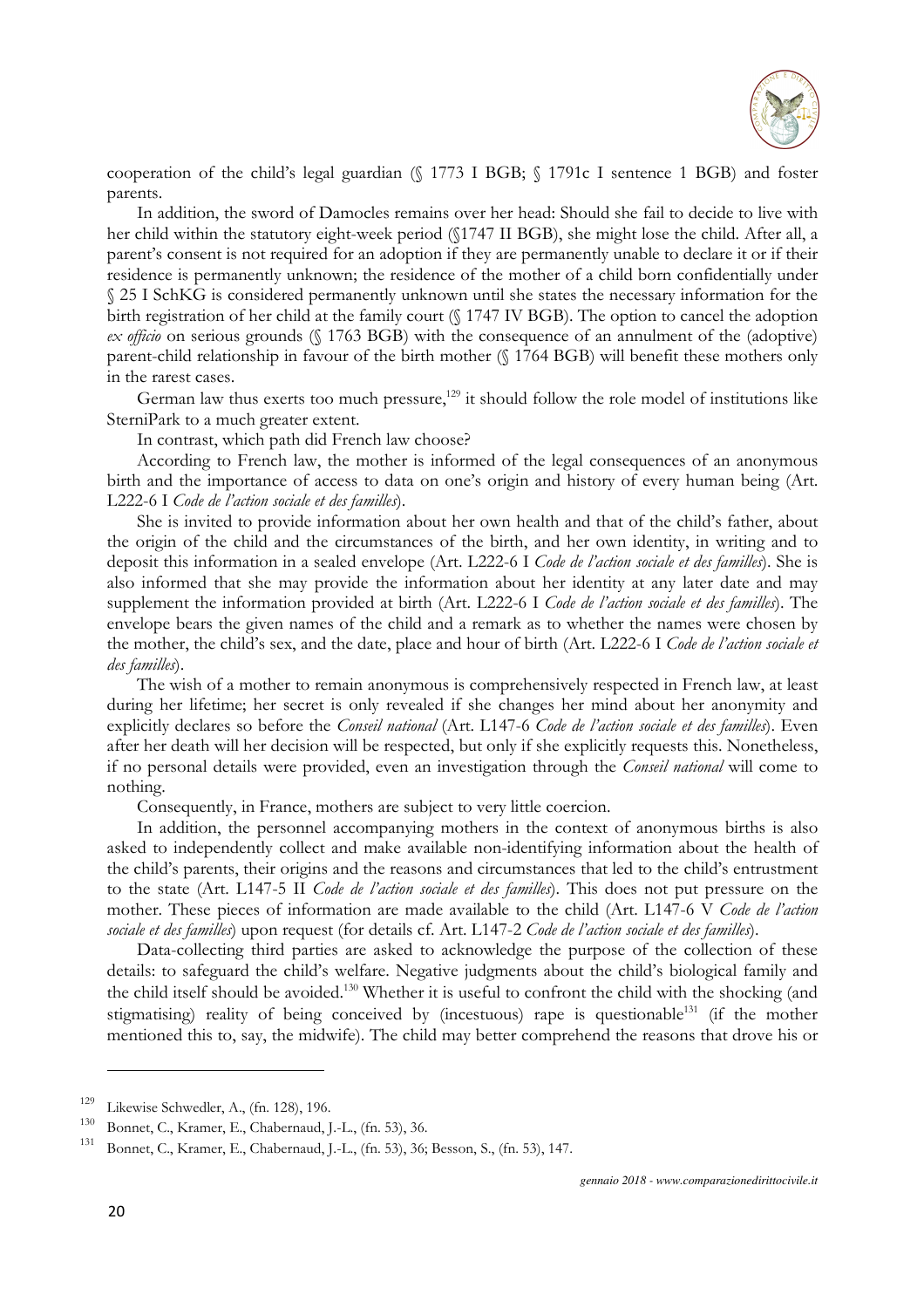cooperation of the child's legal guardian (§ 1773 I BGB; § 1791c I sentence 1 BGB) and foster parents.

In addition, the sword of Damocles remains over her head: Should she fail to decide to live with her child within the statutory eight-week period (§1747 II BGB), she might lose the child. After all, a parent's consent is not required for an adoption if they are permanently unable to declare it or if their residence is permanently unknown; the residence of the mother of a child born confidentially under § 25 I SchKG is considered permanently unknown until she states the necessary information for the birth registration of her child at the family court (§ 1747 IV BGB). The option to cancel the adoption *ex officio* on serious grounds (§ 1763 BGB) with the consequence of an annulment of the (adoptive) parent-child relationship in favour of the birth mother (§ 1764 BGB) will benefit these mothers only in the rarest cases.

German law thus exerts too much pressure,[129] it should follow the role model of institutions like SterniPark to a much greater extent.

In contrast, which path did French law choose?

According to French law, the mother is informed of the legal consequences of an anonymous birth and the importance of access to data on one's origin and history of every human being (Art. L222-6 I *Code de l'action sociale et des familles*).

She is invited to provide information about her own health and that of the child's father, about the origin of the child and the circumstances of the birth, and her own identity, in writing and to deposit this information in a sealed envelope (Art. L222-6 I *Code de l'action sociale et des familles*). She is also informed that she may provide the information about her identity at any later date and may supplement the information provided at birth (Art. L222-6 I *Code de l'action sociale et des familles*). The envelope bears the given names of the child and a remark as to whether the names were chosen by the mother, the child's sex, and the date, place and hour of birth (Art. L222-6 I *Code de l'action sociale et des familles*).

The wish of a mother to remain anonymous is comprehensively respected in French law, at least during her lifetime; her secret is only revealed if she changes her mind about her anonymity and explicitly declares so before the *Conseil national* (Art. L147-6 *Code de l'action sociale et des familles*). Even after her death will her decision will be respected, but only if she explicitly requests this. Nonetheless, if no personal details were provided, even an investigation through the *Conseil national* will come to nothing.

Consequently, in France, mothers are subject to very little coercion.

In addition, the personnel accompanying mothers in the context of anonymous births is also asked to independently collect and make available non-identifying information about the health of the child's parents, their origins and the reasons and circumstances that led to the child's entrustment to the state (Art. L147-5 II *Code de l'action sociale et des familles*). This does not put pressure on the mother. These pieces of information are made available to the child (Art. L147-6 V *Code de l'action sociale et des familles*) upon request (for details cf. Art. L147-2 *Code de l'action sociale et des familles*).

Data-collecting third parties are asked to acknowledge the purpose of the collection of these details: to safeguard the child's welfare. Negative judgments about the child's biological family and the child itself should be avoided.[130] Whether it is useful to confront the child with the shocking (and stigmatising) reality of being conceived by (incestuous) rape is questionable[131] (if the mother mentioned this to, say, the midwife). The child may better comprehend the reasons that drove his or

---

[129] Likewise Schwedler, A., (fn. 128), 196.

[130] Bonnet, C., Kramer, E., Chabernaud, J.-L., (fn. 53), 36.

[131] Bonnet, C., Kramer, E., Chabernaud, J.-L., (fn. 53), 36; Besson, S., (fn. 53), 147.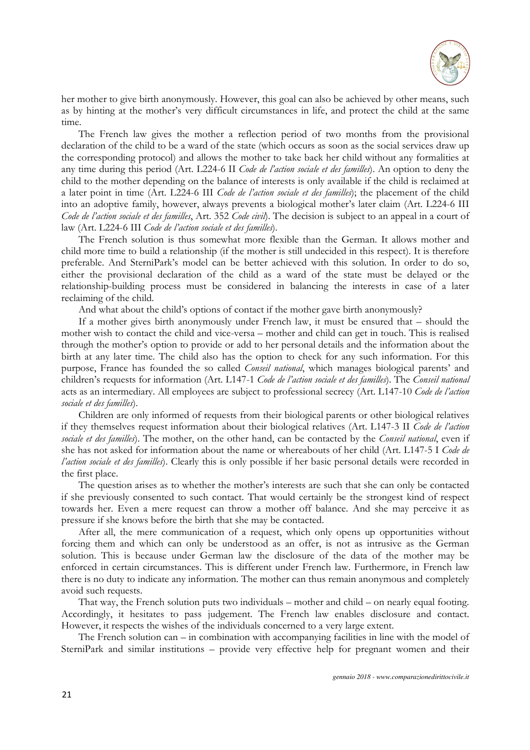her mother to give birth anonymously. However, this goal can also be achieved by other means, such as by hinting at the mother's very difficult circumstances in life, and protect the child at the same time.

The French law gives the mother a reflection period of two months from the provisional declaration of the child to be a ward of the state (which occurs as soon as the social services draw up the corresponding protocol) and allows the mother to take back her child without any formalities at any time during this period (Art. L224-6 II *Code de l'action sociale et des familles*). An option to deny the child to the mother depending on the balance of interests is only available if the child is reclaimed at a later point in time (Art. L224-6 III *Code de l'action sociale et des familles*); the placement of the child into an adoptive family, however, always prevents a biological mother's later claim (Art. L224-6 III *Code de l'action sociale et des familles*, Art. 352 *Code civil*). The decision is subject to an appeal in a court of law (Art. L224-6 III *Code de l'action sociale et des familles*).

The French solution is thus somewhat more flexible than the German. It allows mother and child more time to build a relationship (if the mother is still undecided in this respect). It is therefore preferable. And SterniPark's model can be better achieved with this solution. In order to do so, either the provisional declaration of the child as a ward of the state must be delayed or the relationship-building process must be considered in balancing the interests in case of a later reclaiming of the child.

And what about the child's options of contact if the mother gave birth anonymously?

If a mother gives birth anonymously under French law, it must be ensured that – should the mother wish to contact the child and vice-versa – mother and child can get in touch. This is realised through the mother's option to provide or add to her personal details and the information about the birth at any later time. The child also has the option to check for any such information. For this purpose, France has founded the so called *Conseil national*, which manages biological parents' and children's requests for information (Art. L147-1 *Code de l'action sociale et des familles*). The *Conseil national* acts as an intermediary. All employees are subject to professional secrecy (Art. L147-10 *Code de l'action sociale et des familles*).

Children are only informed of requests from their biological parents or other biological relatives if they themselves request information about their biological relatives (Art. L147-3 II *Code de l'action sociale et des familles*). The mother, on the other hand, can be contacted by the *Conseil national*, even if she has not asked for information about the name or whereabouts of her child (Art. L147-5 I *Code de l'action sociale et des familles*). Clearly this is only possible if her basic personal details were recorded in the first place.

The question arises as to whether the mother's interests are such that she can only be contacted if she previously consented to such contact. That would certainly be the strongest kind of respect towards her. Even a mere request can throw a mother off balance. And she may perceive it as pressure if she knows before the birth that she may be contacted.

After all, the mere communication of a request, which only opens up opportunities without forcing them and which can only be understood as an offer, is not as intrusive as the German solution. This is because under German law the disclosure of the data of the mother may be enforced in certain circumstances. This is different under French law. Furthermore, in French law there is no duty to indicate any information. The mother can thus remain anonymous and completely avoid such requests.

That way, the French solution puts two individuals – mother and child – on nearly equal footing. Accordingly, it hesitates to pass judgement. The French law enables disclosure and contact. However, it respects the wishes of the individuals concerned to a very large extent.

The French solution can – in combination with accompanying facilities in line with the model of SterniPark and similar institutions – provide very effective help for pregnant women and their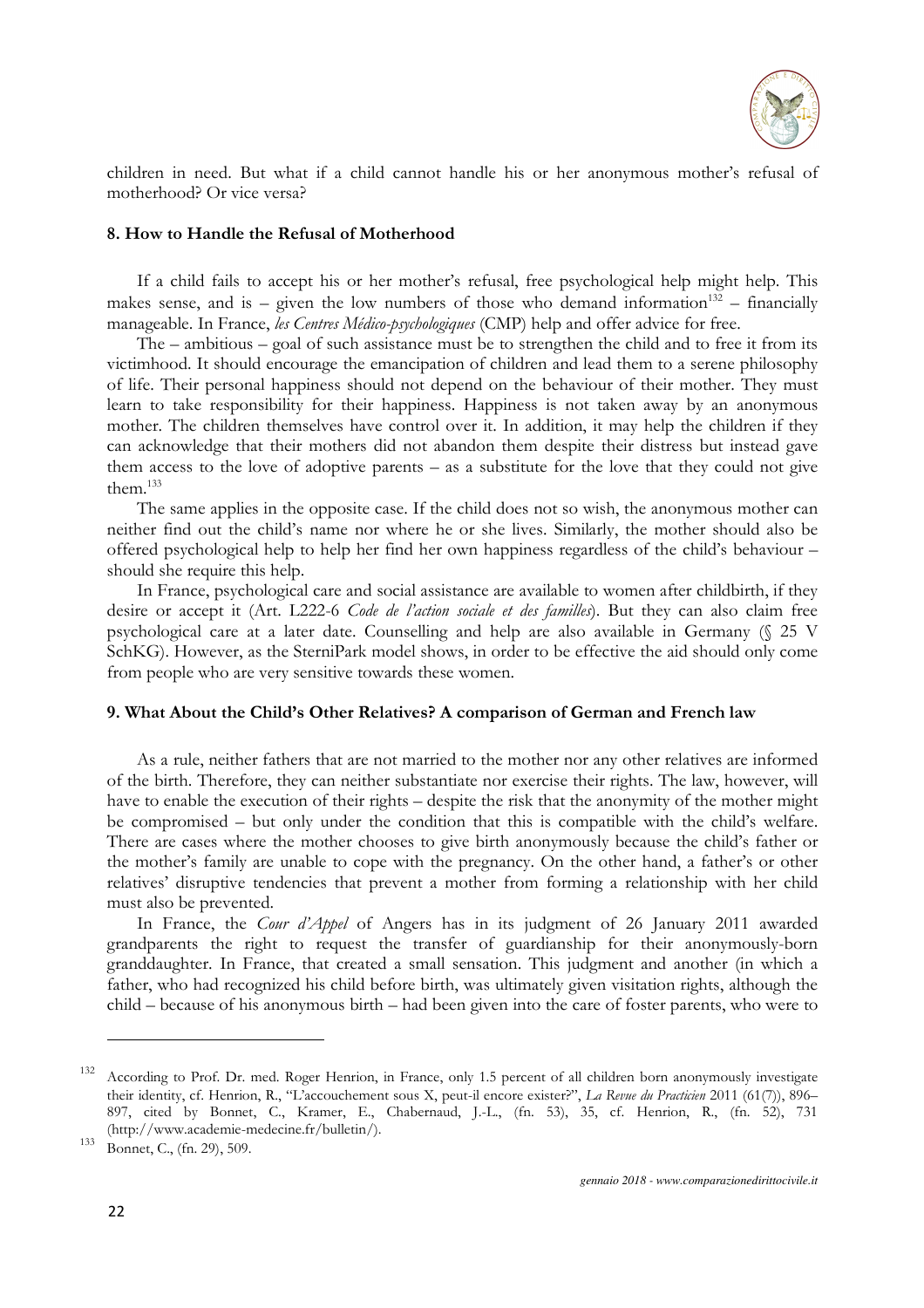children in need. But what if a child cannot handle his or her anonymous mother's refusal of motherhood? Or vice versa?

## 8. How to Handle the Refusal of Motherhood

If a child fails to accept his or her mother's refusal, free psychological help might help. This makes sense, and is – given the low numbers of those who demand information[132] – financially manageable. In France, *les Centres Médico-psychologiques* (CMP) help and offer advice for free.

The – ambitious – goal of such assistance must be to strengthen the child and to free it from its victimhood. It should encourage the emancipation of children and lead them to a serene philosophy of life. Their personal happiness should not depend on the behaviour of their mother. They must learn to take responsibility for their happiness. Happiness is not taken away by an anonymous mother. The children themselves have control over it. In addition, it may help the children if they can acknowledge that their mothers did not abandon them despite their distress but instead gave them access to the love of adoptive parents – as a substitute for the love that they could not give them.[133]

The same applies in the opposite case. If the child does not so wish, the anonymous mother can neither find out the child's name nor where he or she lives. Similarly, the mother should also be offered psychological help to help her find her own happiness regardless of the child's behaviour – should she require this help.

In France, psychological care and social assistance are available to women after childbirth, if they desire or accept it (Art. L222-6 *Code de l'action sociale et des familles*). But they can also claim free psychological care at a later date. Counselling and help are also available in Germany (§ 25 V SchKG). However, as the SterniPark model shows, in order to be effective the aid should only come from people who are very sensitive towards these women.

## 9. What About the Child's Other Relatives? A comparison of German and French law

As a rule, neither fathers that are not married to the mother nor any other relatives are informed of the birth. Therefore, they can neither substantiate nor exercise their rights. The law, however, will have to enable the execution of their rights – despite the risk that the anonymity of the mother might be compromised – but only under the condition that this is compatible with the child's welfare. There are cases where the mother chooses to give birth anonymously because the child's father or the mother's family are unable to cope with the pregnancy. On the other hand, a father's or other relatives' disruptive tendencies that prevent a mother from forming a relationship with her child must also be prevented.

In France, the *Cour d'Appel* of Angers has in its judgment of 26 January 2011 awarded grandparents the right to request the transfer of guardianship for their anonymously-born granddaughter. In France, that created a small sensation. This judgment and another (in which a father, who had recognized his child before birth, was ultimately given visitation rights, although the child – because of his anonymous birth – had been given into the care of foster parents, who were to

---

[132] According to Prof. Dr. med. Roger Henrion, in France, only 1.5 percent of all children born anonymously investigate their identity, cf. Henrion, R., "L'accouchement sous X, peut-il encore exister?", *La Revue du Practicien* 2011 (61(7)), 896–897, cited by Bonnet, C., Kramer, E., Chabernaud, J.-L., (fn. 53), 35, cf. Henrion, R., (fn. 52), 731 (http://www.academie-medecine.fr/bulletin/).

[133] Bonnet, C., (fn. 29), 509.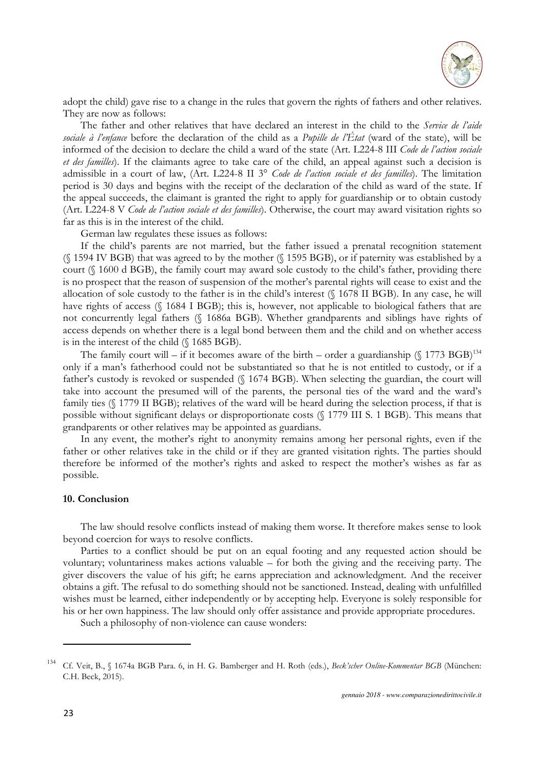adopt the child) gave rise to a change in the rules that govern the rights of fathers and other relatives. They are now as follows:

The father and other relatives that have declared an interest in the child to the *Service de l'aide sociale à l'enfance* before the declaration of the child as a *Pupille de l'État* (ward of the state), will be informed of the decision to declare the child a ward of the state (Art. L224-8 III *Code de l'action sociale et des familles*). If the claimants agree to take care of the child, an appeal against such a decision is admissible in a court of law, (Art. L224-8 II 3° *Code de l'action sociale et des familles*). The limitation period is 30 days and begins with the receipt of the declaration of the child as ward of the state. If the appeal succeeds, the claimant is granted the right to apply for guardianship or to obtain custody (Art. L224-8 V *Code de l'action sociale et des familles*). Otherwise, the court may award visitation rights so far as this is in the interest of the child.

German law regulates these issues as follows:

If the child's parents are not married, but the father issued a prenatal recognition statement (§ 1594 IV BGB) that was agreed to by the mother (§ 1595 BGB), or if paternity was established by a court (§ 1600 d BGB), the family court may award sole custody to the child's father, providing there is no prospect that the reason of suspension of the mother's parental rights will cease to exist and the allocation of sole custody to the father is in the child's interest (§ 1678 II BGB). In any case, he will have rights of access (§ 1684 I BGB); this is, however, not applicable to biological fathers that are not concurrently legal fathers (§ 1686a BGB). Whether grandparents and siblings have rights of access depends on whether there is a legal bond between them and the child and on whether access is in the interest of the child (§ 1685 BGB).

The family court will – if it becomes aware of the birth – order a guardianship (§ 1773 BGB)[134] only if a man's fatherhood could not be substantiated so that he is not entitled to custody, or if a father's custody is revoked or suspended (§ 1674 BGB). When selecting the guardian, the court will take into account the presumed will of the parents, the personal ties of the ward and the ward's family ties (§ 1779 II BGB); relatives of the ward will be heard during the selection process, if that is possible without significant delays or disproportionate costs (§ 1779 III S. 1 BGB). This means that grandparents or other relatives may be appointed as guardians.

In any event, the mother's right to anonymity remains among her personal rights, even if the father or other relatives take in the child or if they are granted visitation rights. The parties should therefore be informed of the mother's rights and asked to respect the mother's wishes as far as possible.

## 10. Conclusion

The law should resolve conflicts instead of making them worse. It therefore makes sense to look beyond coercion for ways to resolve conflicts.

Parties to a conflict should be put on an equal footing and any requested action should be voluntary; voluntariness makes actions valuable – for both the giving and the receiving party. The giver discovers the value of his gift; he earns appreciation and acknowledgment. And the receiver obtains a gift. The refusal to do something should not be sanctioned. Instead, dealing with unfulfilled wishes must be learned, either independently or by accepting help. Everyone is solely responsible for his or her own happiness. The law should only offer assistance and provide appropriate procedures.

Such a philosophy of non-violence can cause wonders:

---

[134] Cf. Veit, B., § 1674a BGB Para. 6, in H. G. Bamberger and H. Roth (eds.), *Beck'scher Online-Kommentar BGB* (München: C.H. Beck, 2015).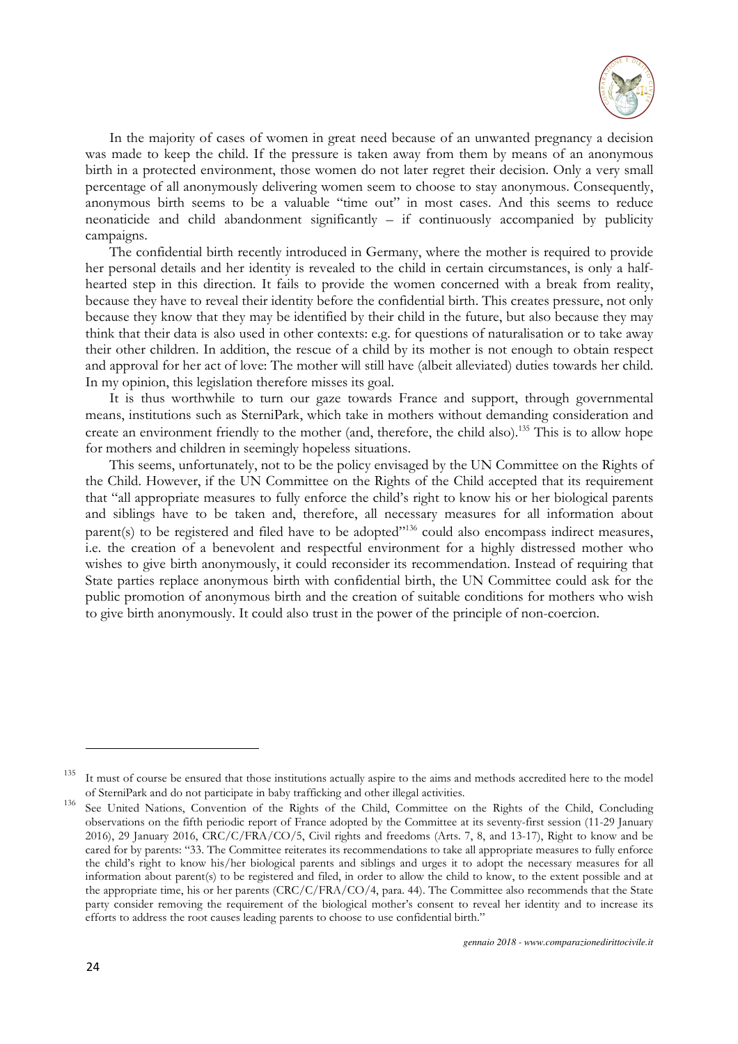In the majority of cases of women in great need because of an unwanted pregnancy a decision was made to keep the child. If the pressure is taken away from them by means of an anonymous birth in a protected environment, those women do not later regret their decision. Only a very small percentage of all anonymously delivering women seem to choose to stay anonymous. Consequently, anonymous birth seems to be a valuable "time out" in most cases. And this seems to reduce neonaticide and child abandonment significantly – if continuously accompanied by publicity campaigns.

The confidential birth recently introduced in Germany, where the mother is required to provide her personal details and her identity is revealed to the child in certain circumstances, is only a half-hearted step in this direction. It fails to provide the women concerned with a break from reality, because they have to reveal their identity before the confidential birth. This creates pressure, not only because they know that they may be identified by their child in the future, but also because they may think that their data is also used in other contexts: e.g. for questions of naturalisation or to take away their other children. In addition, the rescue of a child by its mother is not enough to obtain respect and approval for her act of love: The mother will still have (albeit alleviated) duties towards her child. In my opinion, this legislation therefore misses its goal.

It is thus worthwhile to turn our gaze towards France and support, through governmental means, institutions such as SterniPark, which take in mothers without demanding consideration and create an environment friendly to the mother (and, therefore, the child also).[135] This is to allow hope for mothers and children in seemingly hopeless situations.

This seems, unfortunately, not to be the policy envisaged by the UN Committee on the Rights of the Child. However, if the UN Committee on the Rights of the Child accepted that its requirement that "all appropriate measures to fully enforce the child's right to know his or her biological parents and siblings have to be taken and, therefore, all necessary measures for all information about parent(s) to be registered and filed have to be adopted"[136] could also encompass indirect measures, i.e. the creation of a benevolent and respectful environment for a highly distressed mother who wishes to give birth anonymously, it could reconsider its recommendation. Instead of requiring that State parties replace anonymous birth with confidential birth, the UN Committee could ask for the public promotion of anonymous birth and the creation of suitable conditions for mothers who wish to give birth anonymously. It could also trust in the power of the principle of non-coercion.

---

[135] It must of course be ensured that those institutions actually aspire to the aims and methods accredited here to the model of SterniPark and do not participate in baby trafficking and other illegal activities.

[136] See United Nations, Convention of the Rights of the Child, Committee on the Rights of the Child, Concluding observations on the fifth periodic report of France adopted by the Committee at its seventy-first session (11-29 January 2016), 29 January 2016, CRC/C/FRA/CO/5, Civil rights and freedoms (Arts. 7, 8, and 13-17), Right to know and be cared for by parents: "33. The Committee reiterates its recommendations to take all appropriate measures to fully enforce the child's right to know his/her biological parents and siblings and urges it to adopt the necessary measures for all information about parent(s) to be registered and filed, in order to allow the child to know, to the extent possible and at the appropriate time, his or her parents (CRC/C/FRA/CO/4, para. 44). The Committee also recommends that the State party consider removing the requirement of the biological mother's consent to reveal her identity and to increase its efforts to address the root causes leading parents to choose to use confidential birth."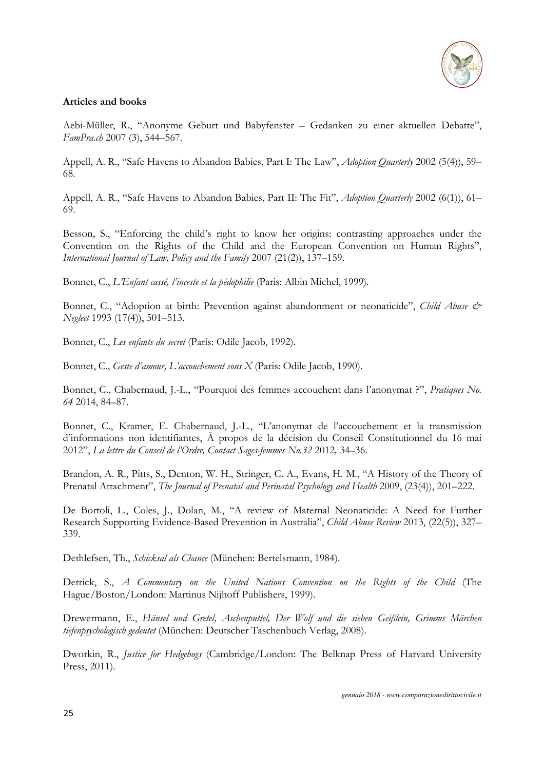**Articles and books**

Aebi-Müller, R., "Anonyme Geburt und Babyfenster – Gedanken zu einer aktuellen Debatte", *FamPra.ch* 2007 (3), 544–567.

Appell, A. R., "Safe Havens to Abandon Babies, Part I: The Law", *Adoption Quarterly* 2002 (5(4)), 59–68.

Appell, A. R., "Safe Havens to Abandon Babies, Part II: The Fit", *Adoption Quarterly* 2002 (6(1)), 61–69.

Besson, S., "Enforcing the child's right to know her origins: contrasting approaches under the Convention on the Rights of the Child and the European Convention on Human Rights", *International Journal of Law, Policy and the Family* 2007 (21(2)), 137–159.

Bonnet, C., *L'Enfant cassé, l'inceste et la pédophilie* (Paris: Albin Michel, 1999).

Bonnet, C., "Adoption at birth: Prevention against abandonment or neonaticide", *Child Abuse & Neglect* 1993 (17(4)), 501–513.

Bonnet, C., *Les enfants du secret* (Paris: Odile Jacob, 1992).

Bonnet, C., *Geste d'amour, L'accouchement sous X* (Paris: Odile Jacob, 1990).

Bonnet, C., Chabernaud, J.-L., "Pourquoi des femmes accouchent dans l'anonymat ?", *Pratiques No. 64* 2014, 84–87.

Bonnet, C., Kramer, E. Chabernaud, J.-L., "L'anonymat de l'accouchement et la transmission d'informations non identifiantes, À propos de la décision du Conseil Constitutionnel du 16 mai 2012", *La lettre du Conseil de l'Ordre, Contact Sages-femmes No.32* 2012*,* 34–36.

Brandon, A. R., Pitts, S., Denton, W. H., Stringer, C. A., Evans, H. M., "A History of the Theory of Prenatal Attachment", *The Journal of Prenatal and Perinatal Psychology and Health* 2009, (23(4)), 201–222.

De Bortoli, L., Coles, J., Dolan, M., "A review of Maternal Neonaticide: A Need for Further Research Supporting Evidence-Based Prevention in Australia", *Child Abuse Review* 2013, (22(5)), 327–339.

Dethlefsen, Th., *Schicksal als Chance* (München: Bertelsmann, 1984).

Detrick, S., *A Commentary on the United Nations Convention on the Rights of the Child* (The Hague/Boston/London: Martinus Nijhoff Publishers, 1999).

Drewermann, E., *Hänsel und Gretel, Aschenputtel, Der Wolf und die sieben Geißlein, Grimms Märchen tiefenpsychologisch gedeutet* (München: Deutscher Taschenbuch Verlag, 2008).

Dworkin, R., *Justice for Hedgehogs* (Cambridge/London: The Belknap Press of Harvard University Press, 2011).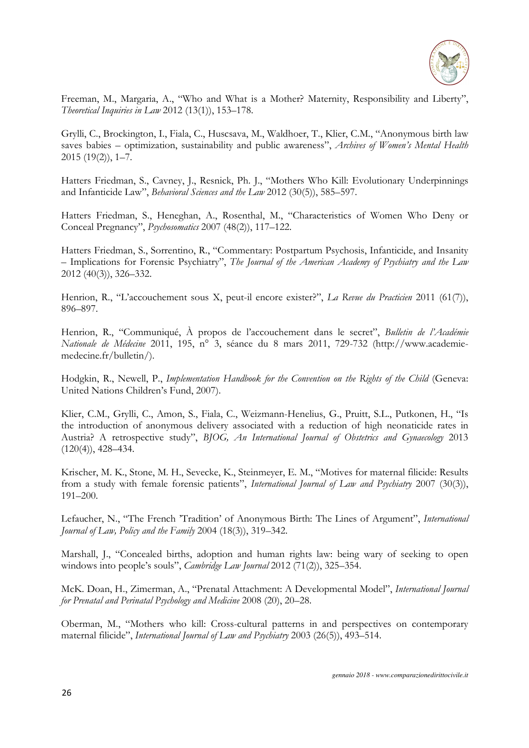Freeman, M., Margaria, A., "Who and What is a Mother? Maternity, Responsibility and Liberty", *Theoretical Inquiries in Law* 2012 (13(1)), 153–178.

Grylli, C., Brockington, I., Fiala, C., Huscsava, M., Waldhoer, T., Klier, C.M., "Anonymous birth law saves babies – optimization, sustainability and public awareness", *Archives of Women's Mental Health* 2015 (19(2)), 1–7.

Hatters Friedman, S., Cavney, J., Resnick, Ph. J., "Mothers Who Kill: Evolutionary Underpinnings and Infanticide Law", *Behavioral Sciences and the Law* 2012 (30(5)), 585–597.

Hatters Friedman, S., Heneghan, A., Rosenthal, M., "Characteristics of Women Who Deny or Conceal Pregnancy", *Psychosomatics* 2007 (48(2)), 117–122.

Hatters Friedman, S., Sorrentino, R., "Commentary: Postpartum Psychosis, Infanticide, and Insanity – Implications for Forensic Psychiatry", *The Journal of the American Academy of Psychiatry and the Law* 2012 (40(3)), 326–332.

Henrion, R., "L'accouchement sous X, peut-il encore exister?", *La Revue du Practicien* 2011 (61(7)), 896–897.

Henrion, R., "Communiqué, À propos de l'accouchement dans le secret", *Bulletin de l'Académie Nationale de Médecine* 2011, 195, n° 3, séance du 8 mars 2011, 729-732 (http://www.academie-medecine.fr/bulletin/).

Hodgkin, R., Newell, P., *Implementation Handbook for the Convention on the Rights of the Child* (Geneva: United Nations Children's Fund, 2007).

Klier, C.M., Grylli, C., Amon, S., Fiala, C., Weizmann-Henelius, G., Pruitt, S.L., Putkonen, H., "Is the introduction of anonymous delivery associated with a reduction of high neonaticide rates in Austria? A retrospective study", *BJOG, An International Journal of Obstetrics and Gynaecology* 2013 (120(4)), 428–434.

Krischer, M. K., Stone, M. H., Sevecke, K., Steinmeyer, E. M., "Motives for maternal filicide: Results from a study with female forensic patients", *International Journal of Law and Psychiatry* 2007 (30(3)), 191–200.

Lefaucher, N., "The French 'Tradition' of Anonymous Birth: The Lines of Argument", *International Journal of Law, Policy and the Family* 2004 (18(3)), 319–342.

Marshall, J., "Concealed births, adoption and human rights law: being wary of seeking to open windows into people's souls", *Cambridge Law Journal* 2012 (71(2)), 325–354.

McK. Doan, H., Zimerman, A., "Prenatal Attachment: A Developmental Model", *International Journal for Prenatal and Perinatal Psychology and Medicine* 2008 (20), 20–28.

Oberman, M., "Mothers who kill: Cross-cultural patterns in and perspectives on contemporary maternal filicide", *International Journal of Law and Psychiatry* 2003 (26(5)), 493–514.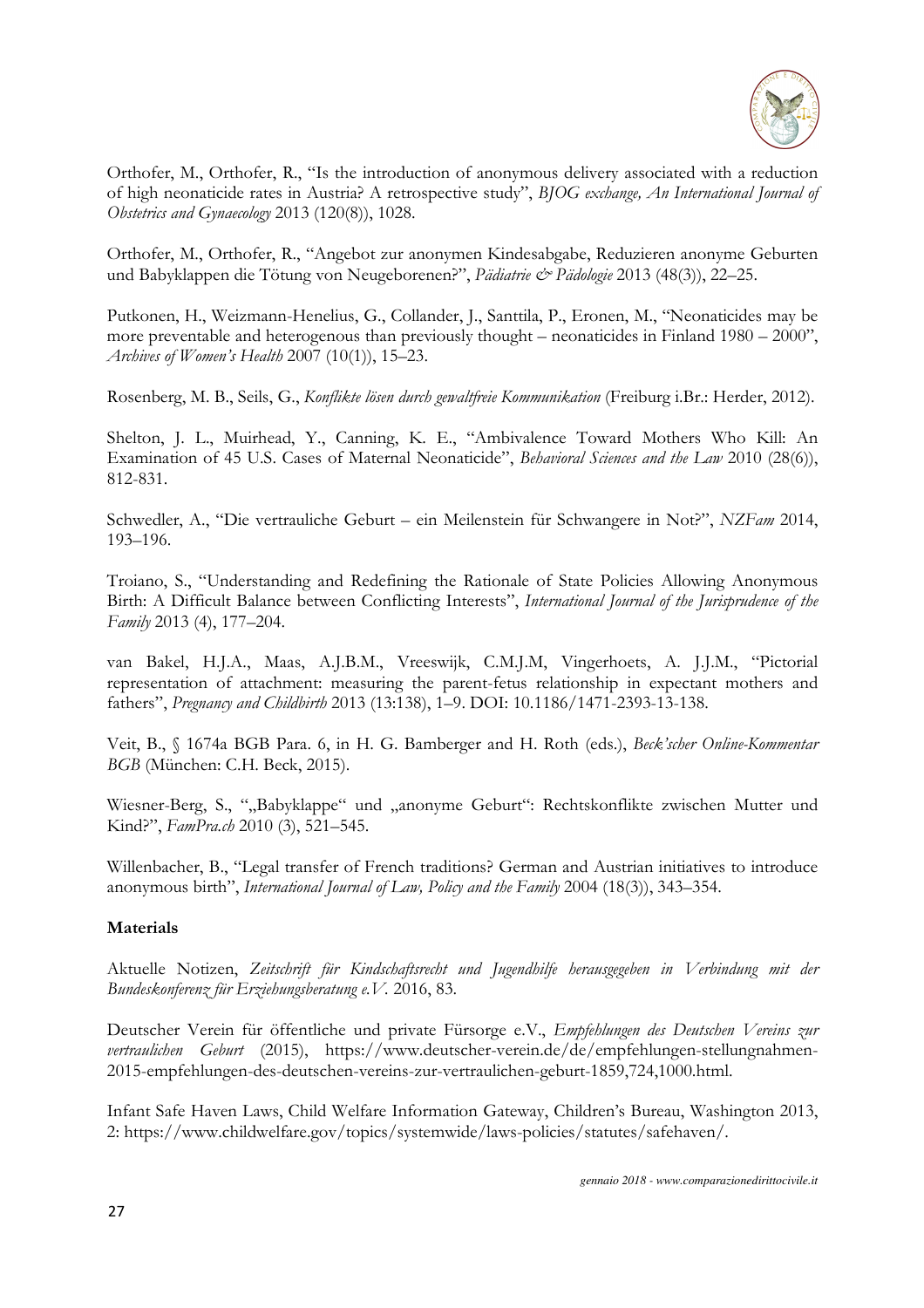Orthofer, M., Orthofer, R., "Is the introduction of anonymous delivery associated with a reduction of high neonaticide rates in Austria? A retrospective study", *BJOG exchange, An International Journal of Obstetrics and Gynaecology* 2013 (120(8)), 1028.

Orthofer, M., Orthofer, R., "Angebot zur anonymen Kindesabgabe, Reduzieren anonyme Geburten und Babyklappen die Tötung von Neugeborenen?", *Pädiatrie & Pädologie* 2013 (48(3)), 22–25.

Putkonen, H., Weizmann-Henelius, G., Collander, J., Santtila, P., Eronen, M., "Neonaticides may be more preventable and heterogenous than previously thought – neonaticides in Finland 1980 – 2000", *Archives of Women's Health* 2007 (10(1)), 15–23.

Rosenberg, M. B., Seils, G., *Konflikte lösen durch gewaltfreie Kommunikation* (Freiburg i.Br.: Herder, 2012).

Shelton, J. L., Muirhead, Y., Canning, K. E., "Ambivalence Toward Mothers Who Kill: An Examination of 45 U.S. Cases of Maternal Neonaticide", *Behavioral Sciences and the Law* 2010 (28(6)), 812-831.

Schwedler, A., "Die vertrauliche Geburt – ein Meilenstein für Schwangere in Not?", *NZFam* 2014, 193–196.

Troiano, S., "Understanding and Redefining the Rationale of State Policies Allowing Anonymous Birth: A Difficult Balance between Conflicting Interests", *International Journal of the Jurisprudence of the Family* 2013 (4), 177–204.

van Bakel, H.J.A., Maas, A.J.B.M., Vreeswijk, C.M.J.M, Vingerhoets, A. J.J.M., "Pictorial representation of attachment: measuring the parent-fetus relationship in expectant mothers and fathers", *Pregnancy and Childbirth* 2013 (13:138), 1–9. DOI: 10.1186/1471-2393-13-138.

Veit, B., § 1674a BGB Para. 6, in H. G. Bamberger and H. Roth (eds.), *Beck'scher Online-Kommentar BGB* (München: C.H. Beck, 2015).

Wiesner-Berg, S., "„Babyklappe" und „anonyme Geburt": Rechtskonflikte zwischen Mutter und Kind?", *FamPra.ch* 2010 (3), 521–545.

Willenbacher, B., "Legal transfer of French traditions? German and Austrian initiatives to introduce anonymous birth", *International Journal of Law, Policy and the Family* 2004 (18(3)), 343–354.

**Materials**

Aktuelle Notizen, *Zeitschrift für Kindschaftsrecht und Jugendhilfe herausgegeben in Verbindung mit der Bundeskonferenz für Erziehungsberatung e.V.* 2016, 83.

Deutscher Verein für öffentliche und private Fürsorge e.V., *Empfehlungen des Deutschen Vereins zur vertraulichen Geburt* (2015), https://www.deutscher-verein.de/de/empfehlungen-stellungnahmen-2015-empfehlungen-des-deutschen-vereins-zur-vertraulichen-geburt-1859,724,1000.html.

Infant Safe Haven Laws, Child Welfare Information Gateway, Children's Bureau, Washington 2013, 2: https://www.childwelfare.gov/topics/systemwide/laws-policies/statutes/safehaven/.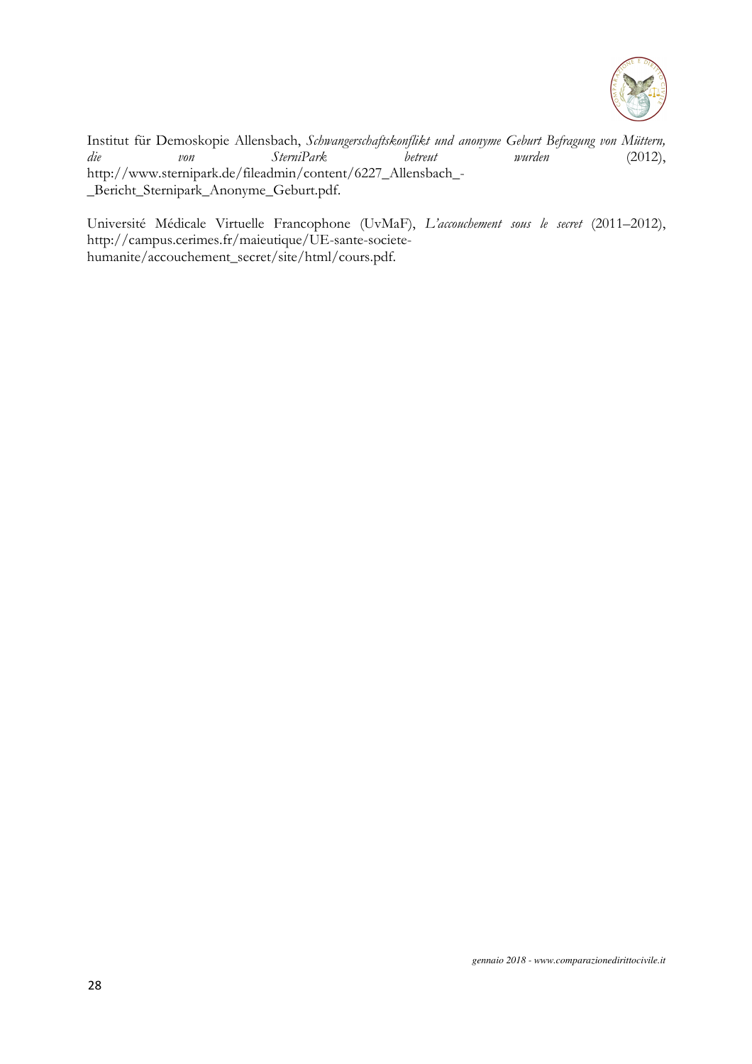Institut für Demoskopie Allensbach, *Schwangerschaftskonflikt und anonyme Geburt Befragung von Müttern, die von SterniPark betreut wurden* (2012), http://www.sternipark.de/fileadmin/content/6227_Allensbach_-_Bericht_Sternipark_Anonyme_Geburt.pdf.

Université Médicale Virtuelle Francophone (UvMaF), *L'accouchement sous le secret* (2011–2012), http://campus.cerimes.fr/maieutique/UE-sante-societe-humanite/accouchement_secret/site/html/cours.pdf.